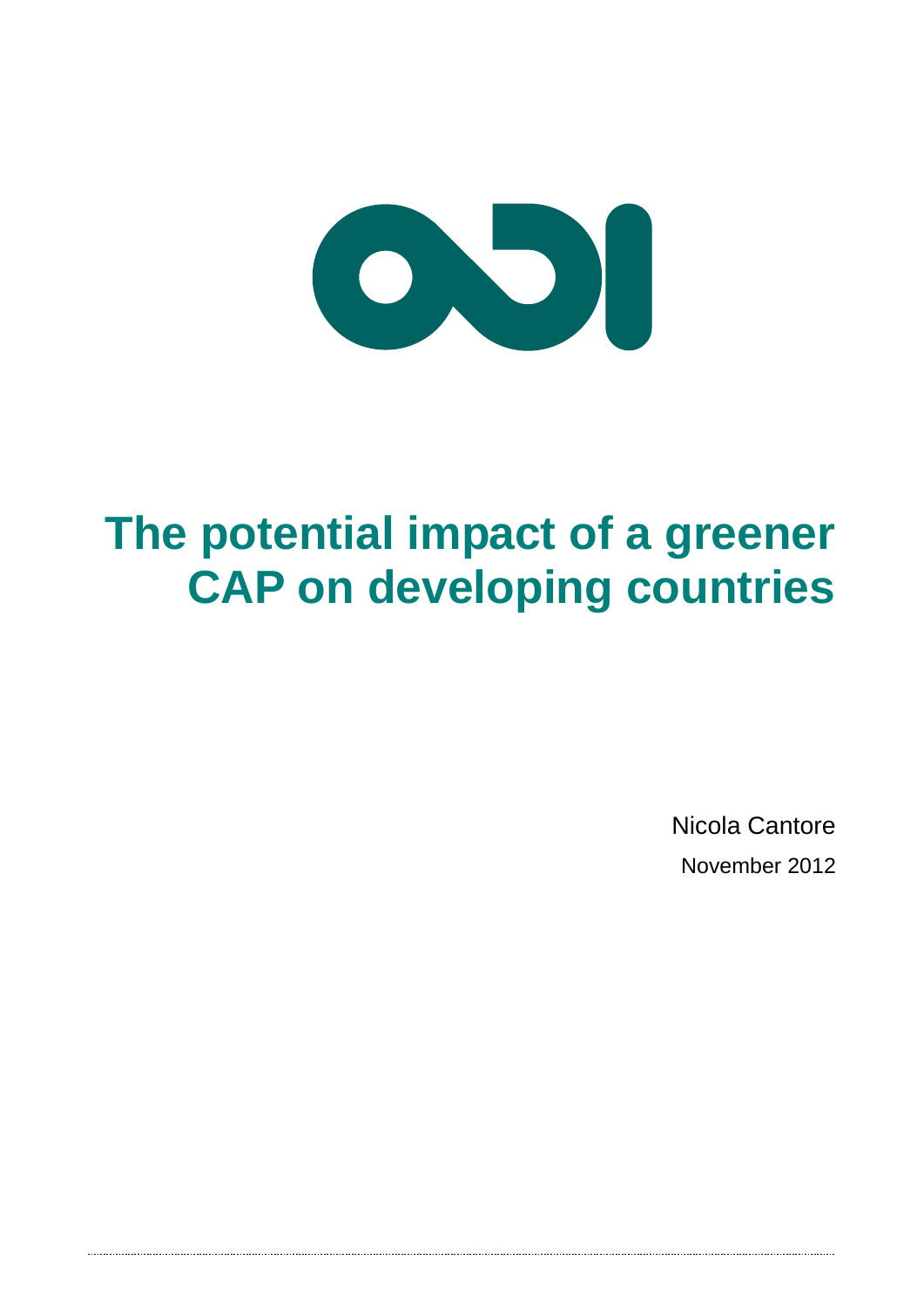# The potential impact of a greener CAP on developing countries

Nicola Cantore

November 2012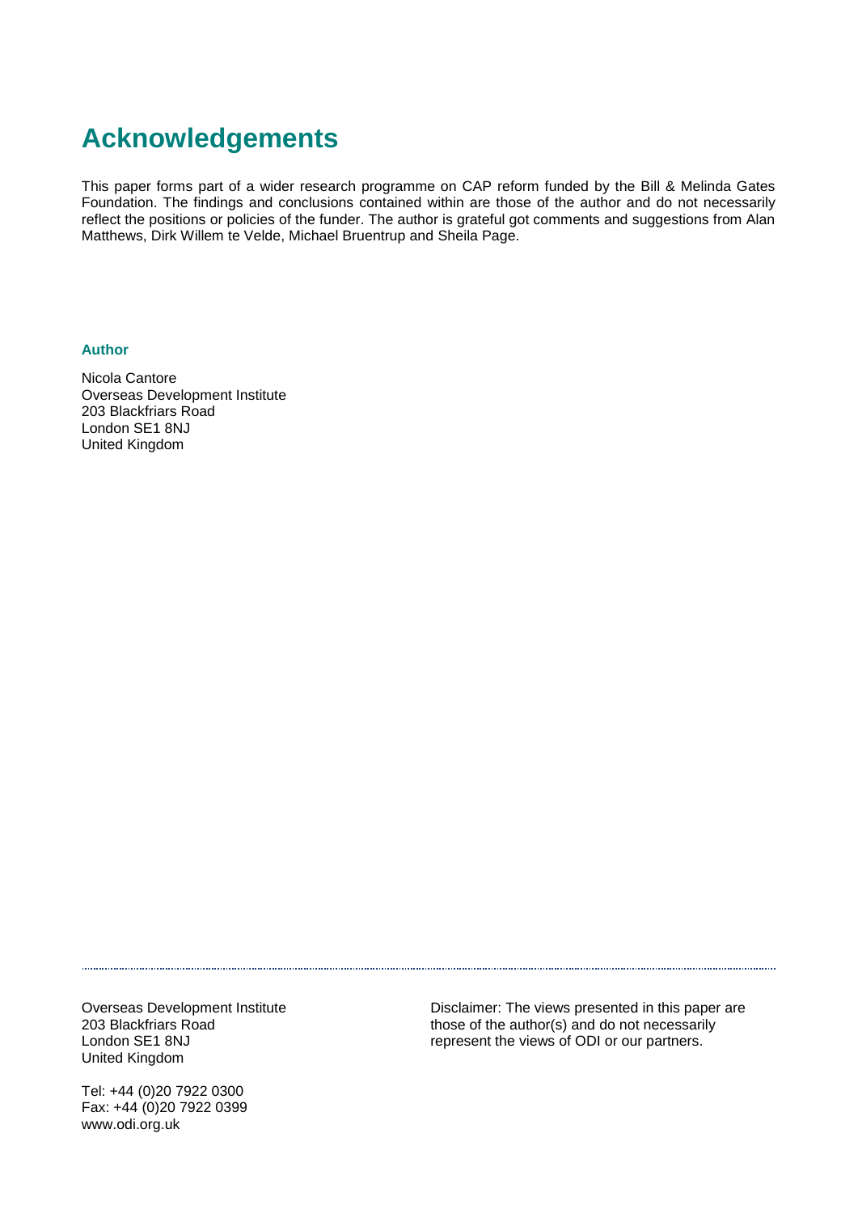# Acknowledgements

This paper forms part of a wider research programme on CAP reform funded by the Bill & Melinda Gates Foundation. The findings and conclusions contained within are those of the author and do not necessarily reflect the positions or policies of the funder. The author is grateful got comments and suggestions from Alan Matthews, Dirk Willem te Velde, Michael Bruentrup and Sheila Page.

### Author

Nicola Cantore
Overseas Development Institute
203 Blackfriars Road
London SE1 8NJ
United Kingdom

---

Overseas Development Institute
203 Blackfriars Road
London SE1 8NJ
United Kingdom

Tel: +44 (0)20 7922 0300
Fax: +44 (0)20 7922 0399
www.odi.org.uk

Disclaimer: The views presented in this paper are those of the author(s) and do not necessarily represent the views of ODI or our partners.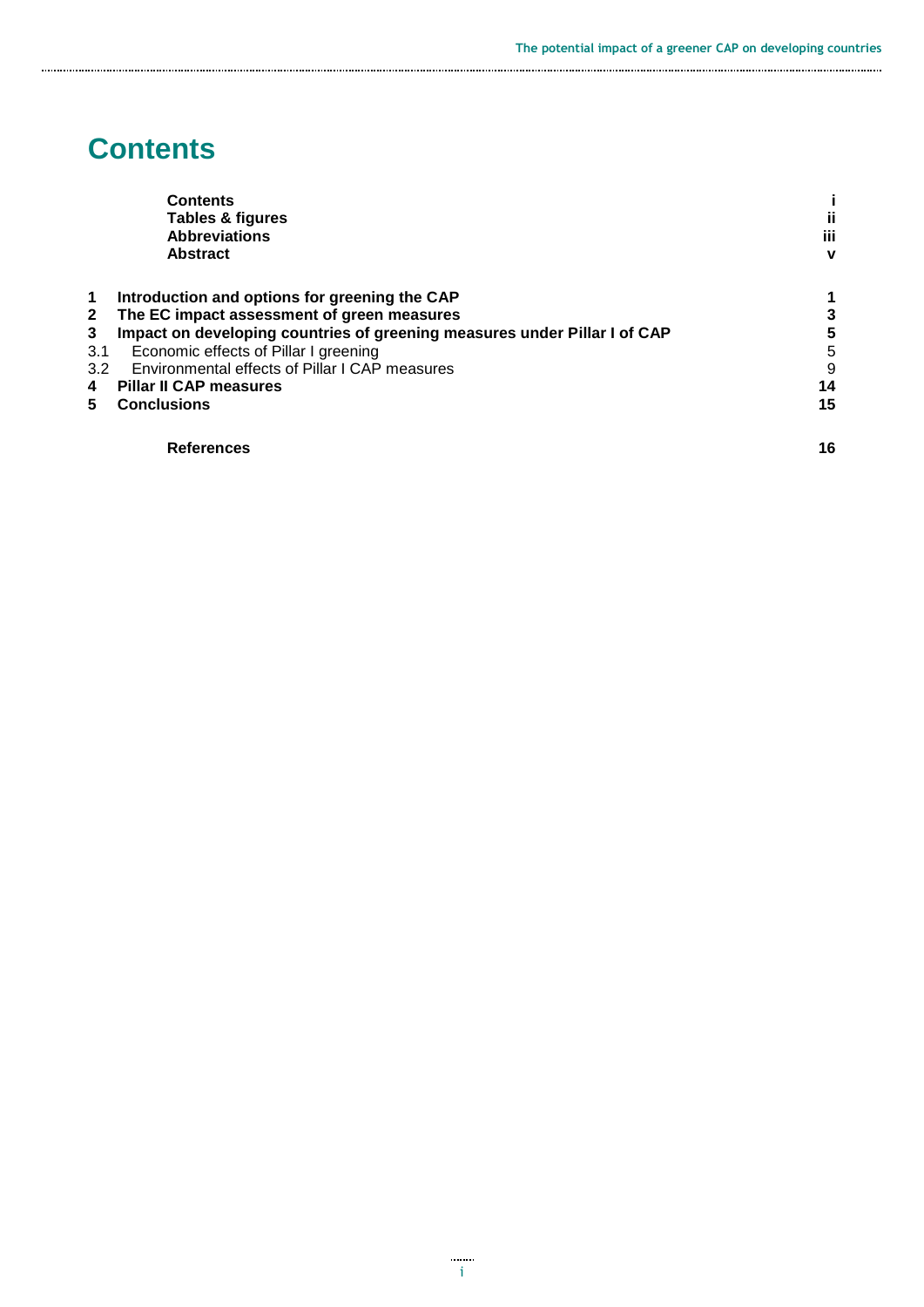# Contents

| | | |
|---|---|---|
| | **Contents** | **i** |
| | **Tables & figures** | **ii** |
| | **Abbreviations** | **iii** |
| | **Abstract** | **v** |
| **1** | **Introduction and options for greening the CAP** | **1** |
| **2** | **The EC impact assessment of green measures** | **3** |
| **3** | **Impact on developing countries of greening measures under Pillar I of CAP** | **5** |
| 3.1 | Economic effects of Pillar I greening | 5 |
| 3.2 | Environmental effects of Pillar I CAP measures | 9 |
| **4** | **Pillar II CAP measures** | **14** |
| **5** | **Conclusions** | **15** |
| | **References** | **16** |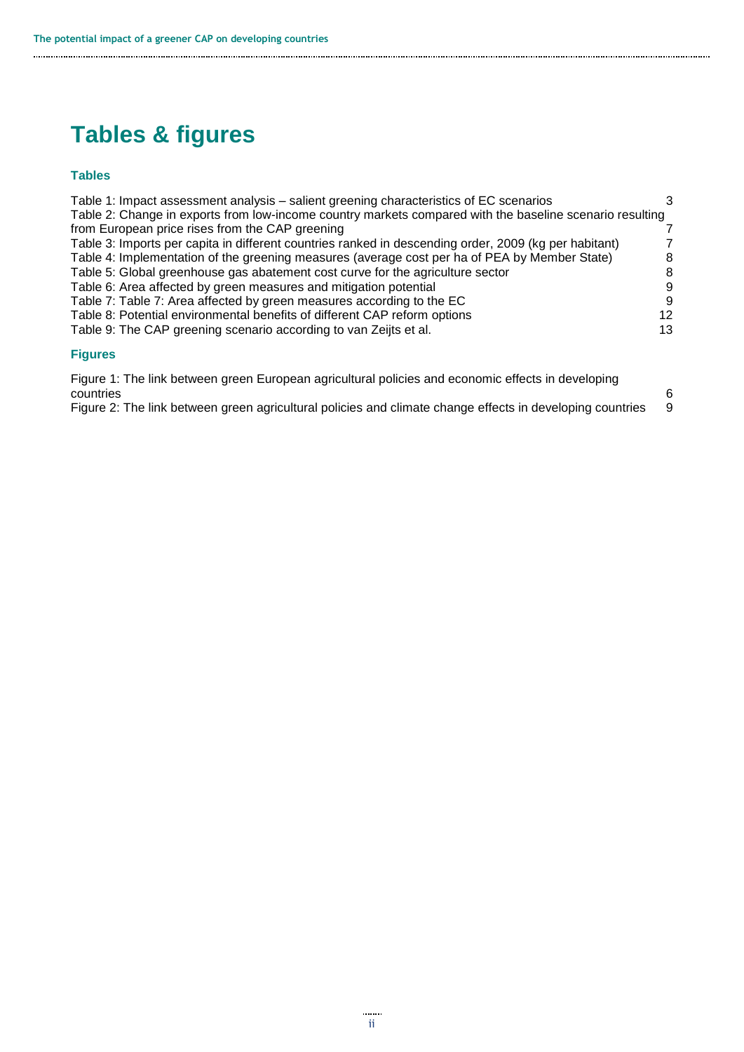# Tables & figures

### Tables

Table 1: Impact assessment analysis – salient greening characteristics of EC scenarios 3
Table 2: Change in exports from low-income country markets compared with the baseline scenario resulting from European price rises from the CAP greening 7
Table 3: Imports per capita in different countries ranked in descending order, 2009 (kg per habitant) 7
Table 4: Implementation of the greening measures (average cost per ha of PEA by Member State) 8
Table 5: Global greenhouse gas abatement cost curve for the agriculture sector 8
Table 6: Area affected by green measures and mitigation potential 9
Table 7: Table 7: Area affected by green measures according to the EC 9
Table 8: Potential environmental benefits of different CAP reform options 12
Table 9: The CAP greening scenario according to van Zeijts et al. 13

### Figures

Figure 1: The link between green European agricultural policies and economic effects in developing countries 6
Figure 2: The link between green agricultural policies and climate change effects in developing countries 9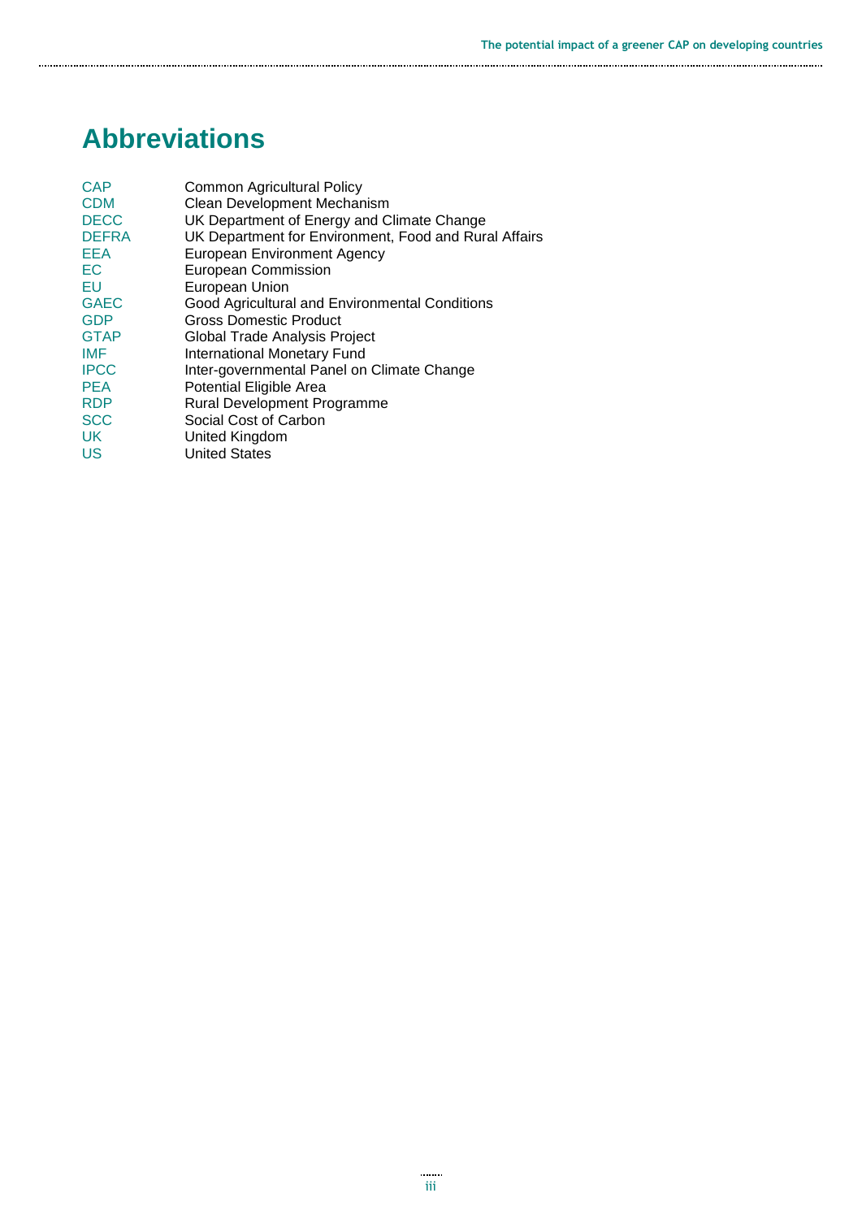# Abbreviations

| | |
|---|---|
| CAP | Common Agricultural Policy |
| CDM | Clean Development Mechanism |
| DECC | UK Department of Energy and Climate Change |
| DEFRA | UK Department for Environment, Food and Rural Affairs |
| EEA | European Environment Agency |
| EC | European Commission |
| EU | European Union |
| GAEC | Good Agricultural and Environmental Conditions |
| GDP | Gross Domestic Product |
| GTAP | Global Trade Analysis Project |
| IMF | International Monetary Fund |
| IPCC | Inter-governmental Panel on Climate Change |
| PEA | Potential Eligible Area |
| RDP | Rural Development Programme |
| SCC | Social Cost of Carbon |
| UK | United Kingdom |
| US | United States |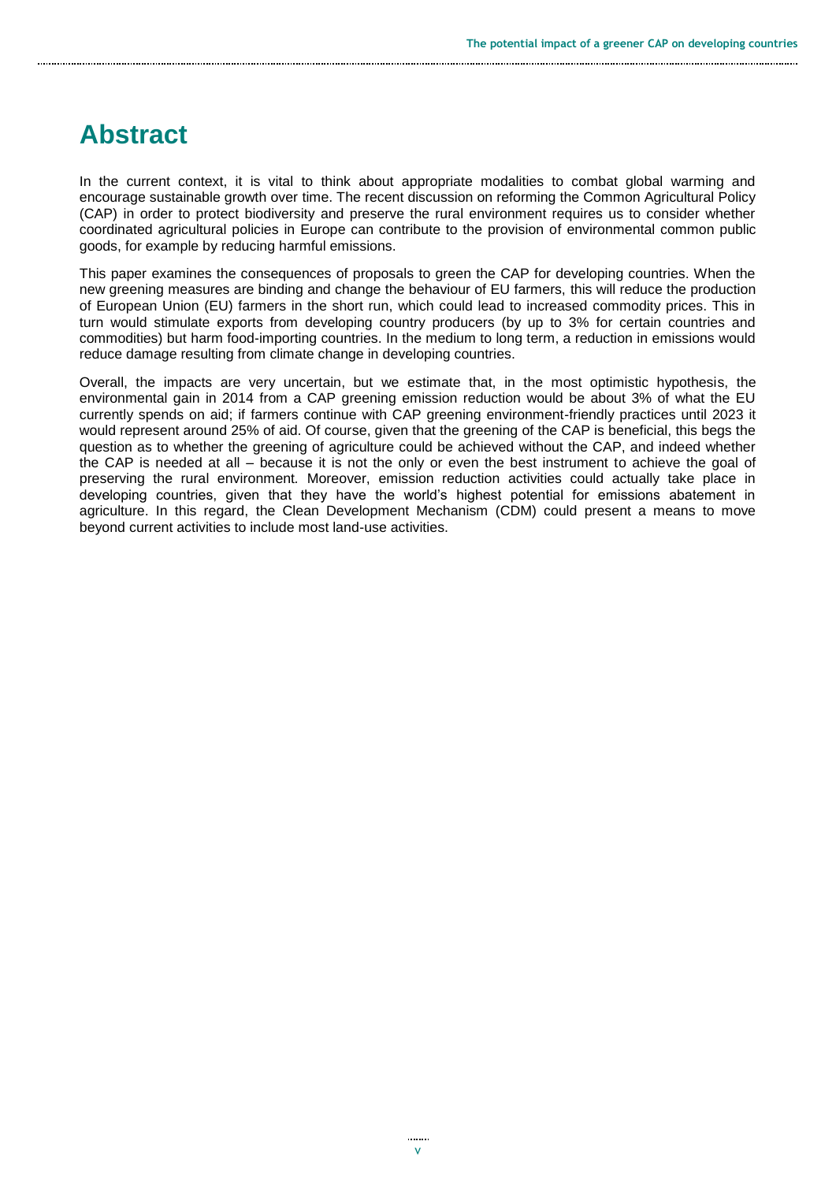# Abstract

In the current context, it is vital to think about appropriate modalities to combat global warming and encourage sustainable growth over time. The recent discussion on reforming the Common Agricultural Policy (CAP) in order to protect biodiversity and preserve the rural environment requires us to consider whether coordinated agricultural policies in Europe can contribute to the provision of environmental common public goods, for example by reducing harmful emissions.

This paper examines the consequences of proposals to green the CAP for developing countries. When the new greening measures are binding and change the behaviour of EU farmers, this will reduce the production of European Union (EU) farmers in the short run, which could lead to increased commodity prices. This in turn would stimulate exports from developing country producers (by up to 3% for certain countries and commodities) but harm food-importing countries. In the medium to long term, a reduction in emissions would reduce damage resulting from climate change in developing countries.

Overall, the impacts are very uncertain, but we estimate that, in the most optimistic hypothesis, the environmental gain in 2014 from a CAP greening emission reduction would be about 3% of what the EU currently spends on aid; if farmers continue with CAP greening environment-friendly practices until 2023 it would represent around 25% of aid. Of course, given that the greening of the CAP is beneficial, this begs the question as to whether the greening of agriculture could be achieved without the CAP, and indeed whether the CAP is needed at all – because it is not the only or even the best instrument to achieve the goal of preserving the rural environment. Moreover, emission reduction activities could actually take place in developing countries, given that they have the world's highest potential for emissions abatement in agriculture. In this regard, the Clean Development Mechanism (CDM) could present a means to move beyond current activities to include most land-use activities.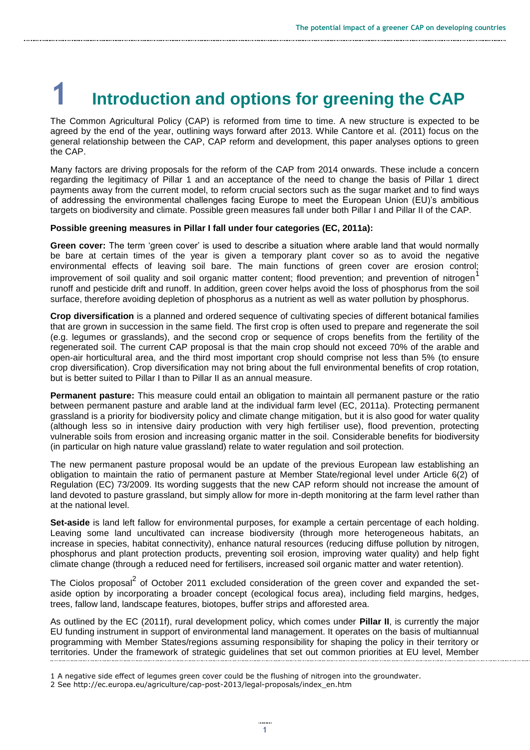# 1 Introduction and options for greening the CAP

The Common Agricultural Policy (CAP) is reformed from time to time. A new structure is expected to be agreed by the end of the year, outlining ways forward after 2013. While Cantore et al. (2011) focus on the general relationship between the CAP, CAP reform and development, this paper analyses options to green the CAP.

Many factors are driving proposals for the reform of the CAP from 2014 onwards. These include a concern regarding the legitimacy of Pillar 1 and an acceptance of the need to change the basis of Pillar 1 direct payments away from the current model, to reform crucial sectors such as the sugar market and to find ways of addressing the environmental challenges facing Europe to meet the European Union (EU)'s ambitious targets on biodiversity and climate. Possible green measures fall under both Pillar I and Pillar II of the CAP.

**Possible greening measures in Pillar I fall under four categories (EC, 2011a):**

**Green cover:** The term 'green cover' is used to describe a situation where arable land that would normally be bare at certain times of the year is given a temporary plant cover so as to avoid the negative environmental effects of leaving soil bare. The main functions of green cover are erosion control; improvement of soil quality and soil organic matter content; flood prevention; and prevention of nitrogen[1] runoff and pesticide drift and runoff. In addition, green cover helps avoid the loss of phosphorus from the soil surface, therefore avoiding depletion of phosphorus as a nutrient as well as water pollution by phosphorus.

**Crop diversification** is a planned and ordered sequence of cultivating species of different botanical families that are grown in succession in the same field. The first crop is often used to prepare and regenerate the soil (e.g. legumes or grasslands), and the second crop or sequence of crops benefits from the fertility of the regenerated soil. The current CAP proposal is that the main crop should not exceed 70% of the arable and open-air horticultural area, and the third most important crop should comprise not less than 5% (to ensure crop diversification). Crop diversification may not bring about the full environmental benefits of crop rotation, but is better suited to Pillar I than to Pillar II as an annual measure.

**Permanent pasture:** This measure could entail an obligation to maintain all permanent pasture or the ratio between permanent pasture and arable land at the individual farm level (EC, 2011a). Protecting permanent grassland is a priority for biodiversity policy and climate change mitigation, but it is also good for water quality (although less so in intensive dairy production with very high fertiliser use), flood prevention, protecting vulnerable soils from erosion and increasing organic matter in the soil. Considerable benefits for biodiversity (in particular on high nature value grassland) relate to water regulation and soil protection.

The new permanent pasture proposal would be an update of the previous European law establishing an obligation to maintain the ratio of permanent pasture at Member State/regional level under Article 6(2) of Regulation (EC) 73/2009. Its wording suggests that the new CAP reform should not increase the amount of land devoted to pasture grassland, but simply allow for more in-depth monitoring at the farm level rather than at the national level.

**Set-aside** is land left fallow for environmental purposes, for example a certain percentage of each holding. Leaving some land uncultivated can increase biodiversity (through more heterogeneous habitats, an increase in species, habitat connectivity), enhance natural resources (reducing diffuse pollution by nitrogen, phosphorus and plant protection products, preventing soil erosion, improving water quality) and help fight climate change (through a reduced need for fertilisers, increased soil organic matter and water retention).

The Ciolos proposal[2] of October 2011 excluded consideration of the green cover and expanded the set-aside option by incorporating a broader concept (ecological focus area), including field margins, hedges, trees, fallow land, landscape features, biotopes, buffer strips and afforested area.

As outlined by the EC (2011f), rural development policy, which comes under **Pillar II**, is currently the major EU funding instrument in support of environmental land management. It operates on the basis of multiannual programming with Member States/regions assuming responsibility for shaping the policy in their territory or territories. Under the framework of strategic guidelines that set out common priorities at EU level, Member

1 A negative side effect of legumes green cover could be the flushing of nitrogen into the groundwater.

2 See http://ec.europa.eu/agriculture/cap-post-2013/legal-proposals/index_en.htm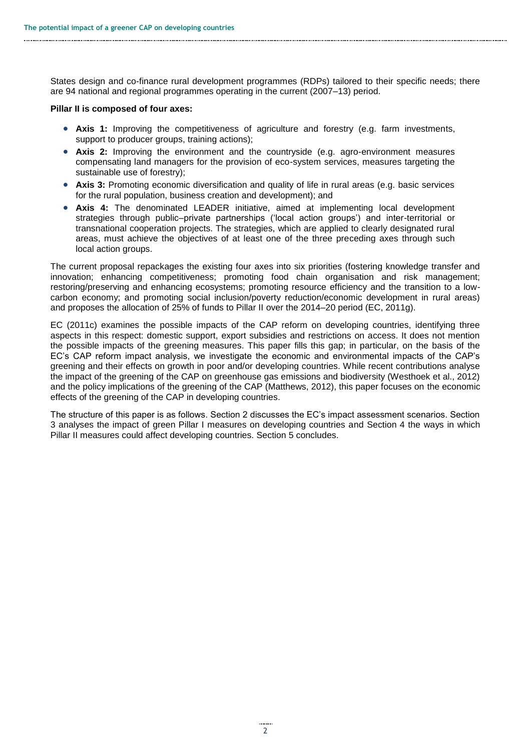States design and co-finance rural development programmes (RDPs) tailored to their specific needs; there are 94 national and regional programmes operating in the current (2007–13) period.

**Pillar II is composed of four axes:**

- **Axis 1:** Improving the competitiveness of agriculture and forestry (e.g. farm investments, support to producer groups, training actions);
- **Axis 2:** Improving the environment and the countryside (e.g. agro-environment measures compensating land managers for the provision of eco-system services, measures targeting the sustainable use of forestry);
- **Axis 3:** Promoting economic diversification and quality of life in rural areas (e.g. basic services for the rural population, business creation and development); and
- **Axis 4:** The denominated LEADER initiative, aimed at implementing local development strategies through public–private partnerships ('local action groups') and inter-territorial or transnational cooperation projects. The strategies, which are applied to clearly designated rural areas, must achieve the objectives of at least one of the three preceding axes through such local action groups.

The current proposal repackages the existing four axes into six priorities (fostering knowledge transfer and innovation; enhancing competitiveness; promoting food chain organisation and risk management; restoring/preserving and enhancing ecosystems; promoting resource efficiency and the transition to a low-carbon economy; and promoting social inclusion/poverty reduction/economic development in rural areas) and proposes the allocation of 25% of funds to Pillar II over the 2014–20 period (EC, 2011g).

EC (2011c) examines the possible impacts of the CAP reform on developing countries, identifying three aspects in this respect: domestic support, export subsidies and restrictions on access. It does not mention the possible impacts of the greening measures. This paper fills this gap; in particular, on the basis of the EC's CAP reform impact analysis, we investigate the economic and environmental impacts of the CAP's greening and their effects on growth in poor and/or developing countries. While recent contributions analyse the impact of the greening of the CAP on greenhouse gas emissions and biodiversity (Westhoek et al., 2012) and the policy implications of the greening of the CAP (Matthews, 2012), this paper focuses on the economic effects of the greening of the CAP in developing countries.

The structure of this paper is as follows. Section 2 discusses the EC's impact assessment scenarios. Section 3 analyses the impact of green Pillar I measures on developing countries and Section 4 the ways in which Pillar II measures could affect developing countries. Section 5 concludes.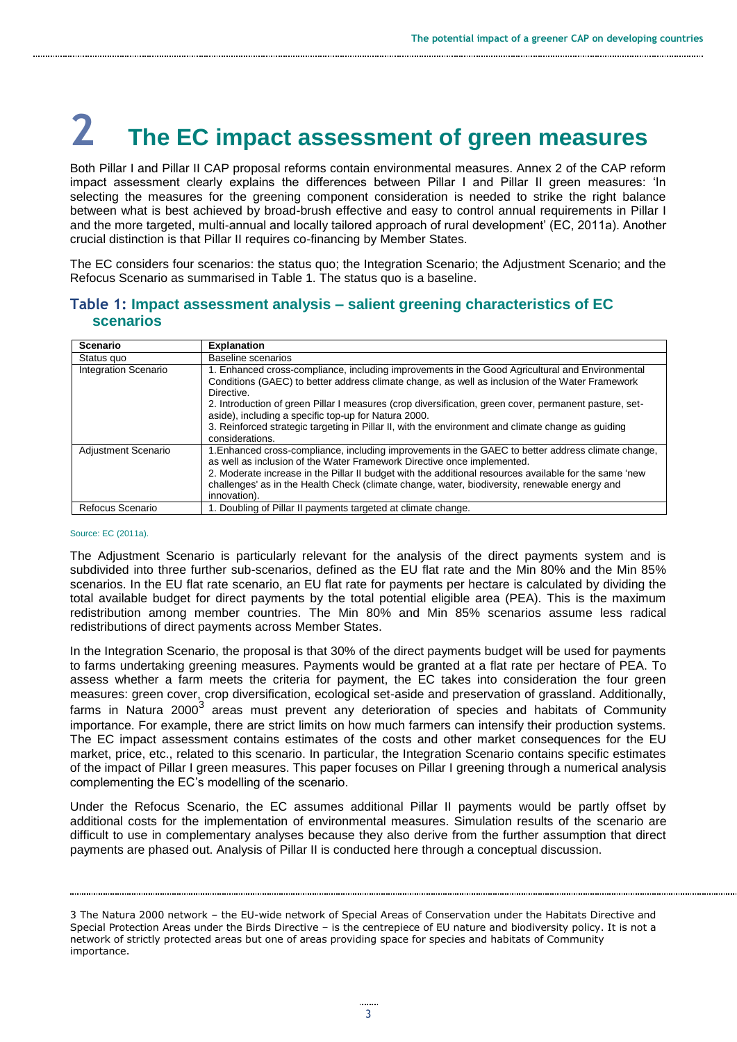# 2 The EC impact assessment of green measures

Both Pillar I and Pillar II CAP proposal reforms contain environmental measures. Annex 2 of the CAP reform impact assessment clearly explains the differences between Pillar I and Pillar II green measures: 'In selecting the measures for the greening component consideration is needed to strike the right balance between what is best achieved by broad-brush effective and easy to control annual requirements in Pillar I and the more targeted, multi-annual and locally tailored approach of rural development' (EC, 2011a). Another crucial distinction is that Pillar II requires co-financing by Member States.

The EC considers four scenarios: the status quo; the Integration Scenario; the Adjustment Scenario; and the Refocus Scenario as summarised in Table 1. The status quo is a baseline.

## Table 1: Impact assessment analysis – salient greening characteristics of EC scenarios

| Scenario | Explanation |
|---|---|
| Status quo | Baseline scenarios |
| Integration Scenario | 1. Enhanced cross-compliance, including improvements in the Good Agricultural and Environmental Conditions (GAEC) to better address climate change, as well as inclusion of the Water Framework Directive.<br>2. Introduction of green Pillar I measures (crop diversification, green cover, permanent pasture, set-aside), including a specific top-up for Natura 2000.<br>3. Reinforced strategic targeting in Pillar II, with the environment and climate change as guiding considerations. |
| Adjustment Scenario | 1.Enhanced cross-compliance, including improvements in the GAEC to better address climate change, as well as inclusion of the Water Framework Directive once implemented.<br>2. Moderate increase in the Pillar II budget with the additional resources available for the same 'new challenges' as in the Health Check (climate change, water, biodiversity, renewable energy and innovation). |
| Refocus Scenario | 1. Doubling of Pillar II payments targeted at climate change. |

Source: EC (2011a).

The Adjustment Scenario is particularly relevant for the analysis of the direct payments system and is subdivided into three further sub-scenarios, defined as the EU flat rate and the Min 80% and the Min 85% scenarios. In the EU flat rate scenario, an EU flat rate for payments per hectare is calculated by dividing the total available budget for direct payments by the total potential eligible area (PEA). This is the maximum redistribution among member countries. The Min 80% and Min 85% scenarios assume less radical redistributions of direct payments across Member States.

In the Integration Scenario, the proposal is that 30% of the direct payments budget will be used for payments to farms undertaking greening measures. Payments would be granted at a flat rate per hectare of PEA. To assess whether a farm meets the criteria for payment, the EC takes into consideration the four green measures: green cover, crop diversification, ecological set-aside and preservation of grassland. Additionally, farms in Natura 2000[3] areas must prevent any deterioration of species and habitats of Community importance. For example, there are strict limits on how much farmers can intensify their production systems. The EC impact assessment contains estimates of the costs and other market consequences for the EU market, price, etc., related to this scenario. In particular, the Integration Scenario contains specific estimates of the impact of Pillar I green measures. This paper focuses on Pillar I greening through a numerical analysis complementing the EC's modelling of the scenario.

Under the Refocus Scenario, the EC assumes additional Pillar II payments would be partly offset by additional costs for the implementation of environmental measures. Simulation results of the scenario are difficult to use in complementary analyses because they also derive from the further assumption that direct payments are phased out. Analysis of Pillar II is conducted here through a conceptual discussion.

3 The Natura 2000 network – the EU-wide network of Special Areas of Conservation under the Habitats Directive and Special Protection Areas under the Birds Directive – is the centrepiece of EU nature and biodiversity policy. It is not a network of strictly protected areas but one of areas providing space for species and habitats of Community importance.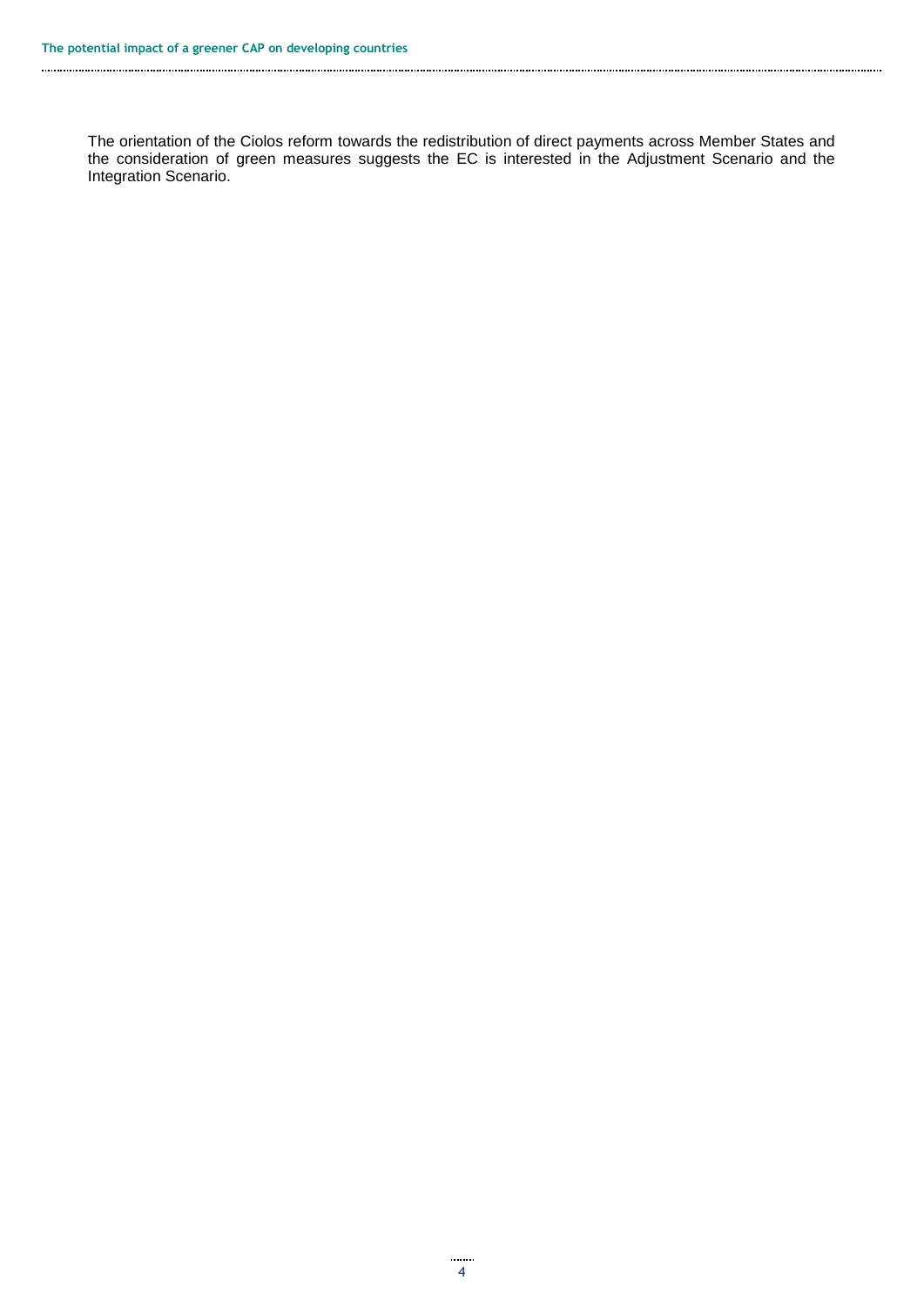The orientation of the Ciolos reform towards the redistribution of direct payments across Member States and the consideration of green measures suggests the EC is interested in the Adjustment Scenario and the Integration Scenario.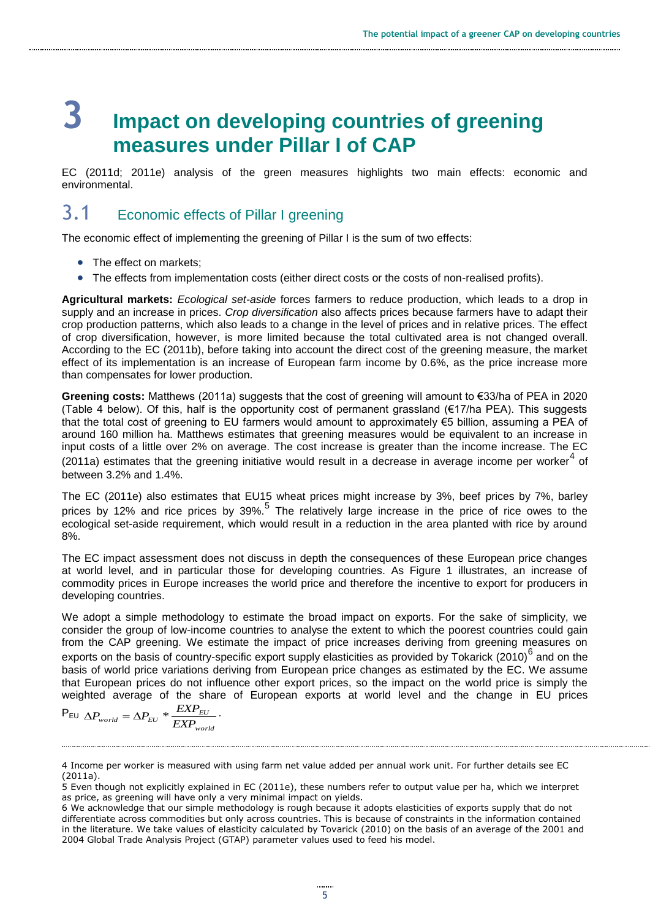# 3 Impact on developing countries of greening measures under Pillar I of CAP

EC (2011d; 2011e) analysis of the green measures highlights two main effects: economic and environmental.

## 3.1 Economic effects of Pillar I greening

The economic effect of implementing the greening of Pillar I is the sum of two effects:

- The effect on markets;
- The effects from implementation costs (either direct costs or the costs of non-realised profits).

**Agricultural markets:** *Ecological set-aside* forces farmers to reduce production, which leads to a drop in supply and an increase in prices. *Crop diversification* also affects prices because farmers have to adapt their crop production patterns, which also leads to a change in the level of prices and in relative prices. The effect of crop diversification, however, is more limited because the total cultivated area is not changed overall. According to the EC (2011b), before taking into account the direct cost of the greening measure, the market effect of its implementation is an increase of European farm income by 0.6%, as the price increase more than compensates for lower production.

**Greening costs:** Matthews (2011a) suggests that the cost of greening will amount to €33/ha of PEA in 2020 (Table 4 below). Of this, half is the opportunity cost of permanent grassland (€17/ha PEA). This suggests that the total cost of greening to EU farmers would amount to approximately €5 billion, assuming a PEA of around 160 million ha. Matthews estimates that greening measures would be equivalent to an increase in input costs of a little over 2% on average. The cost increase is greater than the income increase. The EC (2011a) estimates that the greening initiative would result in a decrease in average income per worker[4] of between 3.2% and 1.4%.

The EC (2011e) also estimates that EU15 wheat prices might increase by 3%, beef prices by 7%, barley prices by 12% and rice prices by 39%.[5] The relatively large increase in the price of rice owes to the ecological set-aside requirement, which would result in a reduction in the area planted with rice by around 8%.

The EC impact assessment does not discuss in depth the consequences of these European price changes at world level, and in particular those for developing countries. As Figure 1 illustrates, an increase of commodity prices in Europe increases the world price and therefore the incentive to export for producers in developing countries.

We adopt a simple methodology to estimate the broad impact on exports. For the sake of simplicity, we consider the group of low-income countries to analyse the extent to which the poorest countries could gain from the CAP greening. We estimate the impact of price increases deriving from greening measures on exports on the basis of country-specific export supply elasticities as provided by Tokarick (2010)[6] and on the basis of world price variations deriving from European price changes as estimated by the EC. We assume that European prices do not influence other export prices, so the impact on the world price is simply the weighted average of the share of European exports at world level and the change in EU prices $P_{EU}$ $\Delta P_{world} = \Delta P_{EU} * \frac{EXP_{EU}}{EXP_{world}}$.

---

4 Income per worker is measured with using farm net value added per annual work unit. For further details see EC (2011a).

5 Even though not explicitly explained in EC (2011e), these numbers refer to output value per ha, which we interpret as price, as greening will have only a very minimal impact on yields.

6 We acknowledge that our simple methodology is rough because it adopts elasticities of exports supply that do not differentiate across commodities but only across countries. This is because of constraints in the information contained in the literature. We take values of elasticity calculated by Tovarick (2010) on the basis of an average of the 2001 and 2004 Global Trade Analysis Project (GTAP) parameter values used to feed his model.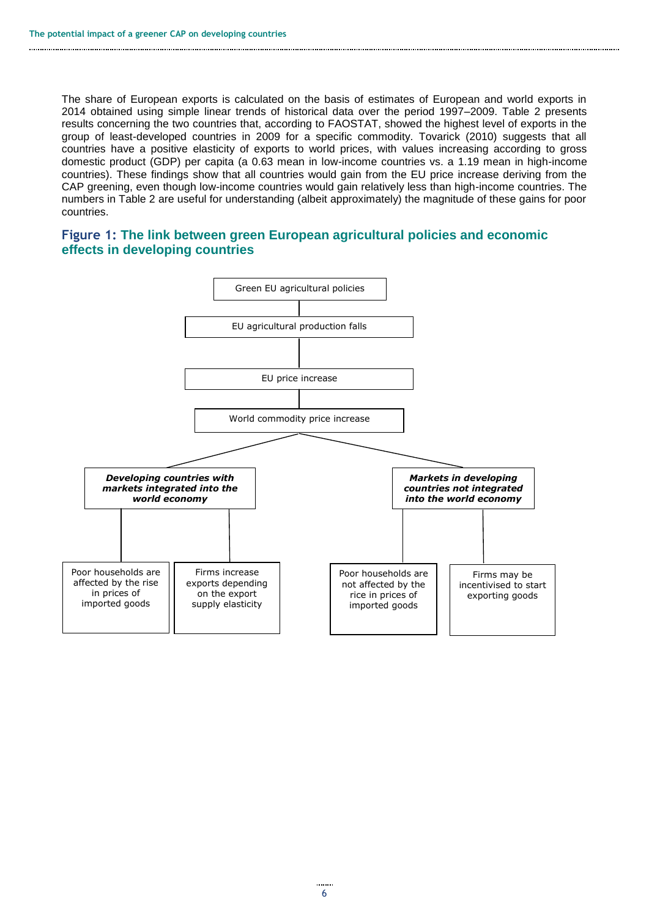The share of European exports is calculated on the basis of estimates of European and world exports in 2014 obtained using simple linear trends of historical data over the period 1997–2009. Table 2 presents results concerning the two countries that, according to FAOSTAT, showed the highest level of exports in the group of least-developed countries in 2009 for a specific commodity. Tovarick (2010) suggests that all countries have a positive elasticity of exports to world prices, with values increasing according to gross domestic product (GDP) per capita (a 0.63 mean in low-income countries vs. a 1.19 mean in high-income countries). These findings show that all countries would gain from the EU price increase deriving from the CAP greening, even though low-income countries would gain relatively less than high-income countries. The numbers in Table 2 are useful for understanding (albeit approximately) the magnitude of these gains for poor countries.

### Figure 1: The link between green European agricultural policies and economic effects in developing countries

Green EU agricultural policies

EU agricultural production falls

EU price increase

World commodity price increase

***Developing countries with markets integrated into the world economy***

- Poor households are affected by the rise in prices of imported goods
- Firms increase exports depending on the export supply elasticity

***Markets in developing countries not integrated into the world economy***

- Poor households are not affected by the rice in prices of imported goods
- Firms may be incentivised to start exporting goods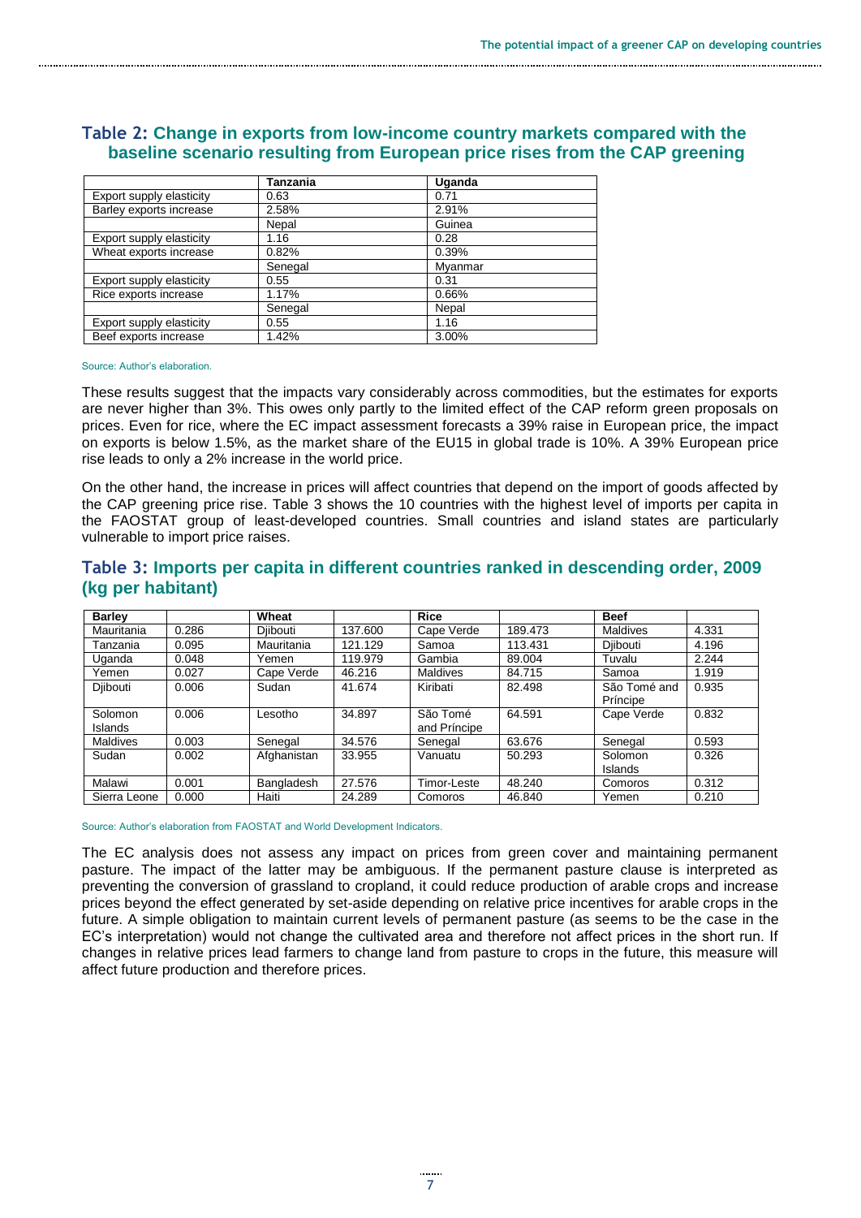## Table 2: Change in exports from low-income country markets compared with the baseline scenario resulting from European price rises from the CAP greening

| | Tanzania | Uganda |
|---|---|---|
| Export supply elasticity | 0.63 | 0.71 |
| Barley exports increase | 2.58% | 2.91% |
| | Nepal | Guinea |
| Export supply elasticity | 1.16 | 0.28 |
| Wheat exports increase | 0.82% | 0.39% |
| | Senegal | Myanmar |
| Export supply elasticity | 0.55 | 0.31 |
| Rice exports increase | 1.17% | 0.66% |
| | Senegal | Nepal |
| Export supply elasticity | 0.55 | 1.16 |
| Beef exports increase | 1.42% | 3.00% |

Source: Author's elaboration.

These results suggest that the impacts vary considerably across commodities, but the estimates for exports are never higher than 3%. This owes only partly to the limited effect of the CAP reform green proposals on prices. Even for rice, where the EC impact assessment forecasts a 39% raise in European price, the impact on exports is below 1.5%, as the market share of the EU15 in global trade is 10%. A 39% European price rise leads to only a 2% increase in the world price.

On the other hand, the increase in prices will affect countries that depend on the import of goods affected by the CAP greening price rise. Table 3 shows the 10 countries with the highest level of imports per capita in the FAOSTAT group of least-developed countries. Small countries and island states are particularly vulnerable to import price raises.

## Table 3: Imports per capita in different countries ranked in descending order, 2009 (kg per habitant)

| Barley | | Wheat | | Rice | | Beef | |
|---|---|---|---|---|---|---|---|
| Mauritania | 0.286 | Djibouti | 137.600 | Cape Verde | 189.473 | Maldives | 4.331 |
| Tanzania | 0.095 | Mauritania | 121.129 | Samoa | 113.431 | Djibouti | 4.196 |
| Uganda | 0.048 | Yemen | 119.979 | Gambia | 89.004 | Tuvalu | 2.244 |
| Yemen | 0.027 | Cape Verde | 46.216 | Maldives | 84.715 | Samoa | 1.919 |
| Djibouti | 0.006 | Sudan | 41.674 | Kiribati | 82.498 | São Tomé and Príncipe | 0.935 |
| Solomon Islands | 0.006 | Lesotho | 34.897 | São Tomé and Príncipe | 64.591 | Cape Verde | 0.832 |
| Maldives | 0.003 | Senegal | 34.576 | Senegal | 63.676 | Senegal | 0.593 |
| Sudan | 0.002 | Afghanistan | 33.955 | Vanuatu | 50.293 | Solomon Islands | 0.326 |
| Malawi | 0.001 | Bangladesh | 27.576 | Timor-Leste | 48.240 | Comoros | 0.312 |
| Sierra Leone | 0.000 | Haiti | 24.289 | Comoros | 46.840 | Yemen | 0.210 |

Source: Author's elaboration from FAOSTAT and World Development Indicators.

The EC analysis does not assess any impact on prices from green cover and maintaining permanent pasture. The impact of the latter may be ambiguous. If the permanent pasture clause is interpreted as preventing the conversion of grassland to cropland, it could reduce production of arable crops and increase prices beyond the effect generated by set-aside depending on relative price incentives for arable crops in the future. A simple obligation to maintain current levels of permanent pasture (as seems to be the case in the EC's interpretation) would not change the cultivated area and therefore not affect prices in the short run. If changes in relative prices lead farmers to change land from pasture to crops in the future, this measure will affect future production and therefore prices.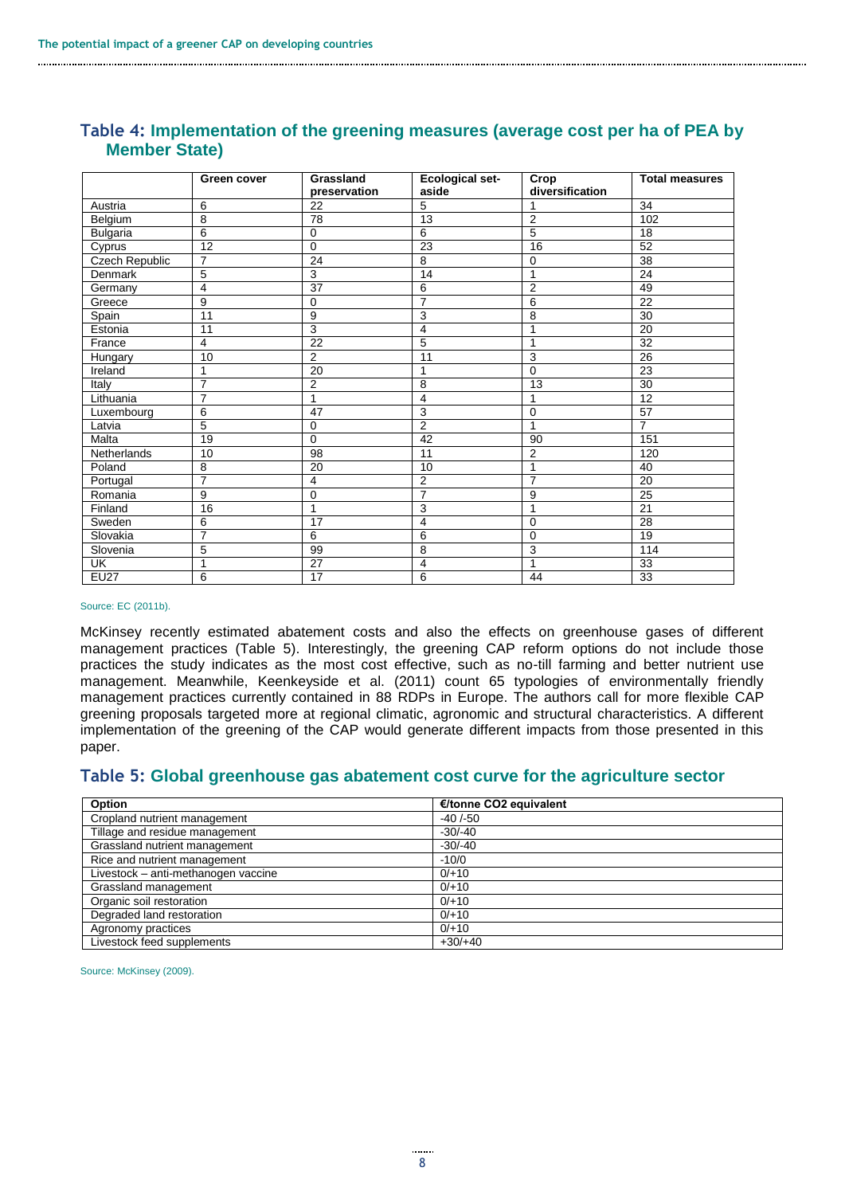## Table 4: Implementation of the greening measures (average cost per ha of PEA by Member State)

| | Green cover | Grassland preservation | Ecological set-aside | Crop diversification | Total measures |
|---|---|---|---|---|---|
| Austria | 6 | 22 | 5 | 1 | 34 |
| Belgium | 8 | 78 | 13 | 2 | 102 |
| Bulgaria | 6 | 0 | 6 | 5 | 18 |
| Cyprus | 12 | 0 | 23 | 16 | 52 |
| Czech Republic | 7 | 24 | 8 | 0 | 38 |
| Denmark | 5 | 3 | 14 | 1 | 24 |
| Germany | 4 | 37 | 6 | 2 | 49 |
| Greece | 9 | 0 | 7 | 6 | 22 |
| Spain | 11 | 9 | 3 | 8 | 30 |
| Estonia | 11 | 3 | 4 | 1 | 20 |
| France | 4 | 22 | 5 | 1 | 32 |
| Hungary | 10 | 2 | 11 | 3 | 26 |
| Ireland | 1 | 20 | 1 | 0 | 23 |
| Italy | 7 | 2 | 8 | 13 | 30 |
| Lithuania | 7 | 1 | 4 | 1 | 12 |
| Luxembourg | 6 | 47 | 3 | 0 | 57 |
| Latvia | 5 | 0 | 2 | 1 | 7 |
| Malta | 19 | 0 | 42 | 90 | 151 |
| Netherlands | 10 | 98 | 11 | 2 | 120 |
| Poland | 8 | 20 | 10 | 1 | 40 |
| Portugal | 7 | 4 | 2 | 7 | 20 |
| Romania | 9 | 0 | 7 | 9 | 25 |
| Finland | 16 | 1 | 3 | 1 | 21 |
| Sweden | 6 | 17 | 4 | 0 | 28 |
| Slovakia | 7 | 6 | 6 | 0 | 19 |
| Slovenia | 5 | 99 | 8 | 3 | 114 |
| UK | 1 | 27 | 4 | 1 | 33 |
| EU27 | 6 | 17 | 6 | 44 | 33 |

Source: EC (2011b).

McKinsey recently estimated abatement costs and also the effects on greenhouse gases of different management practices (Table 5). Interestingly, the greening CAP reform options do not include those practices the study indicates as the most cost effective, such as no-till farming and better nutrient use management. Meanwhile, Keenkeyside et al. (2011) count 65 typologies of environmentally friendly management practices currently contained in 88 RDPs in Europe. The authors call for more flexible CAP greening proposals targeted more at regional climatic, agronomic and structural characteristics. A different implementation of the greening of the CAP would generate different impacts from those presented in this paper.

## Table 5: Global greenhouse gas abatement cost curve for the agriculture sector

| Option | €/tonne CO2 equivalent |
|---|---|
| Cropland nutrient management | -40 /-50 |
| Tillage and residue management | -30/-40 |
| Grassland nutrient management | -30/-40 |
| Rice and nutrient management | -10/0 |
| Livestock – anti-methanogen vaccine | 0/+10 |
| Grassland management | 0/+10 |
| Organic soil restoration | 0/+10 |
| Degraded land restoration | 0/+10 |
| Agronomy practices | 0/+10 |
| Livestock feed supplements | +30/+40 |

Source: McKinsey (2009).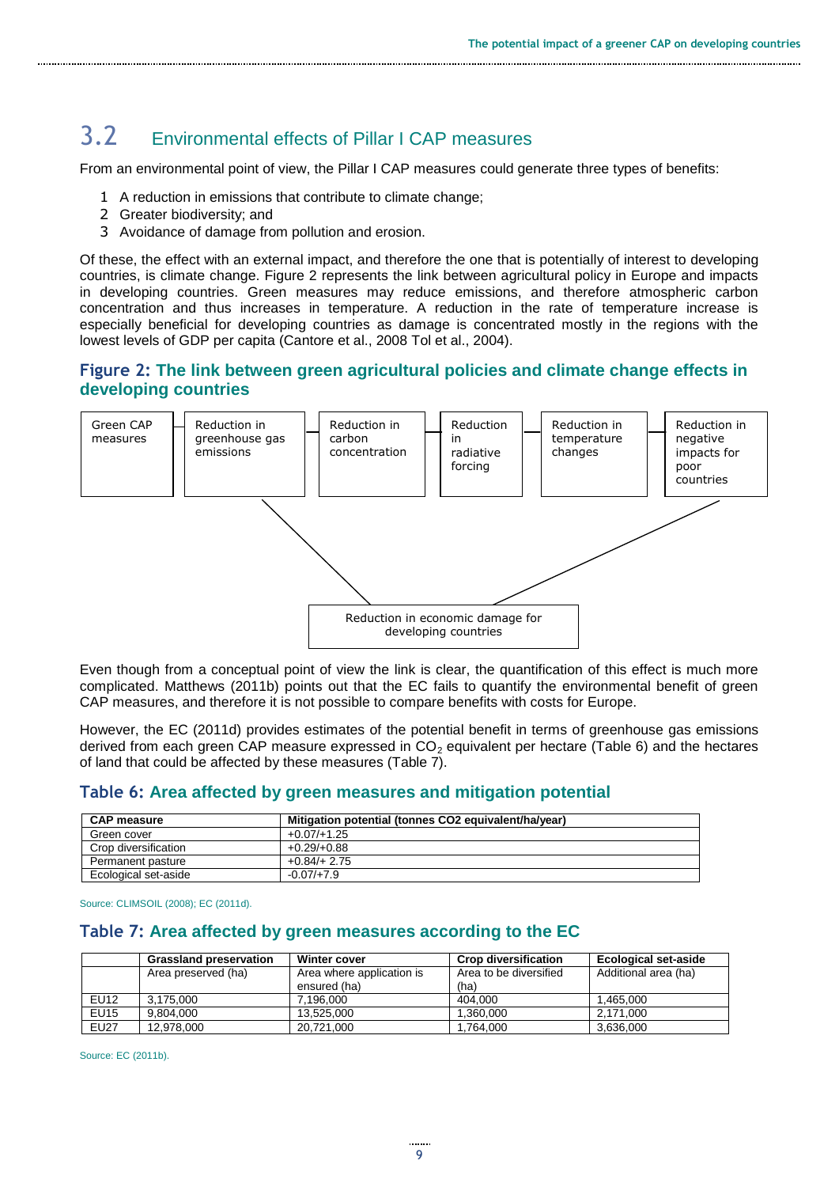## 3.2 Environmental effects of Pillar I CAP measures

From an environmental point of view, the Pillar I CAP measures could generate three types of benefits:

1. A reduction in emissions that contribute to climate change;
2. Greater biodiversity; and
3. Avoidance of damage from pollution and erosion.

Of these, the effect with an external impact, and therefore the one that is potentially of interest to developing countries, is climate change. Figure 2 represents the link between agricultural policy in Europe and impacts in developing countries. Green measures may reduce emissions, and therefore atmospheric carbon concentration and thus increases in temperature. A reduction in the rate of temperature increase is especially beneficial for developing countries as damage is concentrated mostly in the regions with the lowest levels of GDP per capita (Cantore et al., 2008 Tol et al., 2004).

### Figure 2: The link between green agricultural policies and climate change effects in developing countries

Green CAP measures — Reduction in greenhouse gas emissions — Reduction in carbon concentration — Reduction in radiative forcing — Reduction in temperature changes — Reduction in negative impacts for poor countries

Reduction in economic damage for developing countries

Even though from a conceptual point of view the link is clear, the quantification of this effect is much more complicated. Matthews (2011b) points out that the EC fails to quantify the environmental benefit of green CAP measures, and therefore it is not possible to compare benefits with costs for Europe.

However, the EC (2011d) provides estimates of the potential benefit in terms of greenhouse gas emissions derived from each green CAP measure expressed in $CO_2$ equivalent per hectare (Table 6) and the hectares of land that could be affected by these measures (Table 7).

### Table 6: Area affected by green measures and mitigation potential

| CAP measure | Mitigation potential (tonnes CO2 equivalent/ha/year) |
|---|---|
| Green cover | +0.07/+1.25 |
| Crop diversification | +0.29/+0.88 |
| Permanent pasture | +0.84/+ 2.75 |
| Ecological set-aside | -0.07/+7.9 |

Source: CLIMSOIL (2008); EC (2011d).

### Table 7: Area affected by green measures according to the EC

| | Grassland preservation | Winter cover | Crop diversification | Ecological set-aside |
|---|---|---|---|---|
| | Area preserved (ha) | Area where application is ensured (ha) | Area to be diversified (ha) | Additional area (ha) |
| EU12 | 3,175,000 | 7,196,000 | 404,000 | 1,465,000 |
| EU15 | 9,804,000 | 13,525,000 | 1,360,000 | 2,171,000 |
| EU27 | 12,978,000 | 20,721,000 | 1,764,000 | 3,636,000 |

Source: EC (2011b).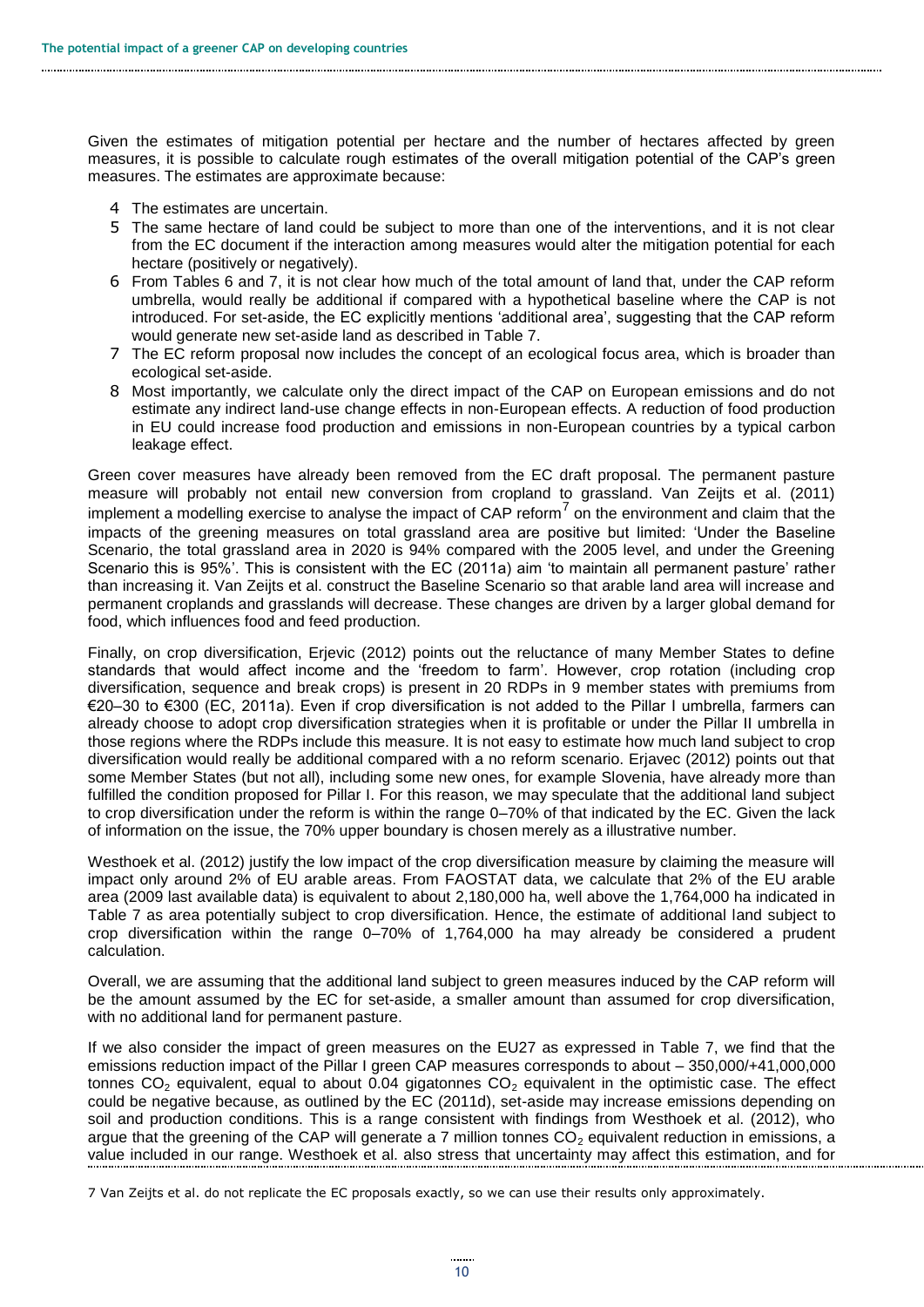Given the estimates of mitigation potential per hectare and the number of hectares affected by green measures, it is possible to calculate rough estimates of the overall mitigation potential of the CAP's green measures. The estimates are approximate because:

4. The estimates are uncertain.
5. The same hectare of land could be subject to more than one of the interventions, and it is not clear from the EC document if the interaction among measures would alter the mitigation potential for each hectare (positively or negatively).
6. From Tables 6 and 7, it is not clear how much of the total amount of land that, under the CAP reform umbrella, would really be additional if compared with a hypothetical baseline where the CAP is not introduced. For set-aside, the EC explicitly mentions 'additional area', suggesting that the CAP reform would generate new set-aside land as described in Table 7.
7. The EC reform proposal now includes the concept of an ecological focus area, which is broader than ecological set-aside.
8. Most importantly, we calculate only the direct impact of the CAP on European emissions and do not estimate any indirect land-use change effects in non-European effects. A reduction of food production in EU could increase food production and emissions in non-European countries by a typical carbon leakage effect.

Green cover measures have already been removed from the EC draft proposal. The permanent pasture measure will probably not entail new conversion from cropland to grassland. Van Zeijts et al. (2011) implement a modelling exercise to analyse the impact of CAP reform[7] on the environment and claim that the impacts of the greening measures on total grassland area are positive but limited: 'Under the Baseline Scenario, the total grassland area in 2020 is 94% compared with the 2005 level, and under the Greening Scenario this is 95%'. This is consistent with the EC (2011a) aim 'to maintain all permanent pasture' rather than increasing it. Van Zeijts et al. construct the Baseline Scenario so that arable land area will increase and permanent croplands and grasslands will decrease. These changes are driven by a larger global demand for food, which influences food and feed production.

Finally, on crop diversification, Erjevic (2012) points out the reluctance of many Member States to define standards that would affect income and the 'freedom to farm'. However, crop rotation (including crop diversification, sequence and break crops) is present in 20 RDPs in 9 member states with premiums from €20–30 to €300 (EC, 2011a). Even if crop diversification is not added to the Pillar I umbrella, farmers can already choose to adopt crop diversification strategies when it is profitable or under the Pillar II umbrella in those regions where the RDPs include this measure. It is not easy to estimate how much land subject to crop diversification would really be additional compared with a no reform scenario. Erjavec (2012) points out that some Member States (but not all), including some new ones, for example Slovenia, have already more than fulfilled the condition proposed for Pillar I. For this reason, we may speculate that the additional land subject to crop diversification under the reform is within the range 0–70% of that indicated by the EC. Given the lack of information on the issue, the 70% upper boundary is chosen merely as a illustrative number.

Westhoek et al. (2012) justify the low impact of the crop diversification measure by claiming the measure will impact only around 2% of EU arable areas. From FAOSTAT data, we calculate that 2% of the EU arable area (2009 last available data) is equivalent to about 2,180,000 ha, well above the 1,764,000 ha indicated in Table 7 as area potentially subject to crop diversification. Hence, the estimate of additional land subject to crop diversification within the range 0–70% of 1,764,000 ha may already be considered a prudent calculation.

Overall, we are assuming that the additional land subject to green measures induced by the CAP reform will be the amount assumed by the EC for set-aside, a smaller amount than assumed for crop diversification, with no additional land for permanent pasture.

If we also consider the impact of green measures on the EU27 as expressed in Table 7, we find that the emissions reduction impact of the Pillar I green CAP measures corresponds to about – 350,000/+41,000,000 tonnes $CO_2$ equivalent, equal to about 0.04 gigatonnes $CO_2$ equivalent in the optimistic case. The effect could be negative because, as outlined by the EC (2011d), set-aside may increase emissions depending on soil and production conditions. This is a range consistent with findings from Westhoek et al. (2012), who argue that the greening of the CAP will generate a 7 million tonnes $CO_2$ equivalent reduction in emissions, a value included in our range. Westhoek et al. also stress that uncertainty may affect this estimation, and for

7 Van Zeijts et al. do not replicate the EC proposals exactly, so we can use their results only approximately.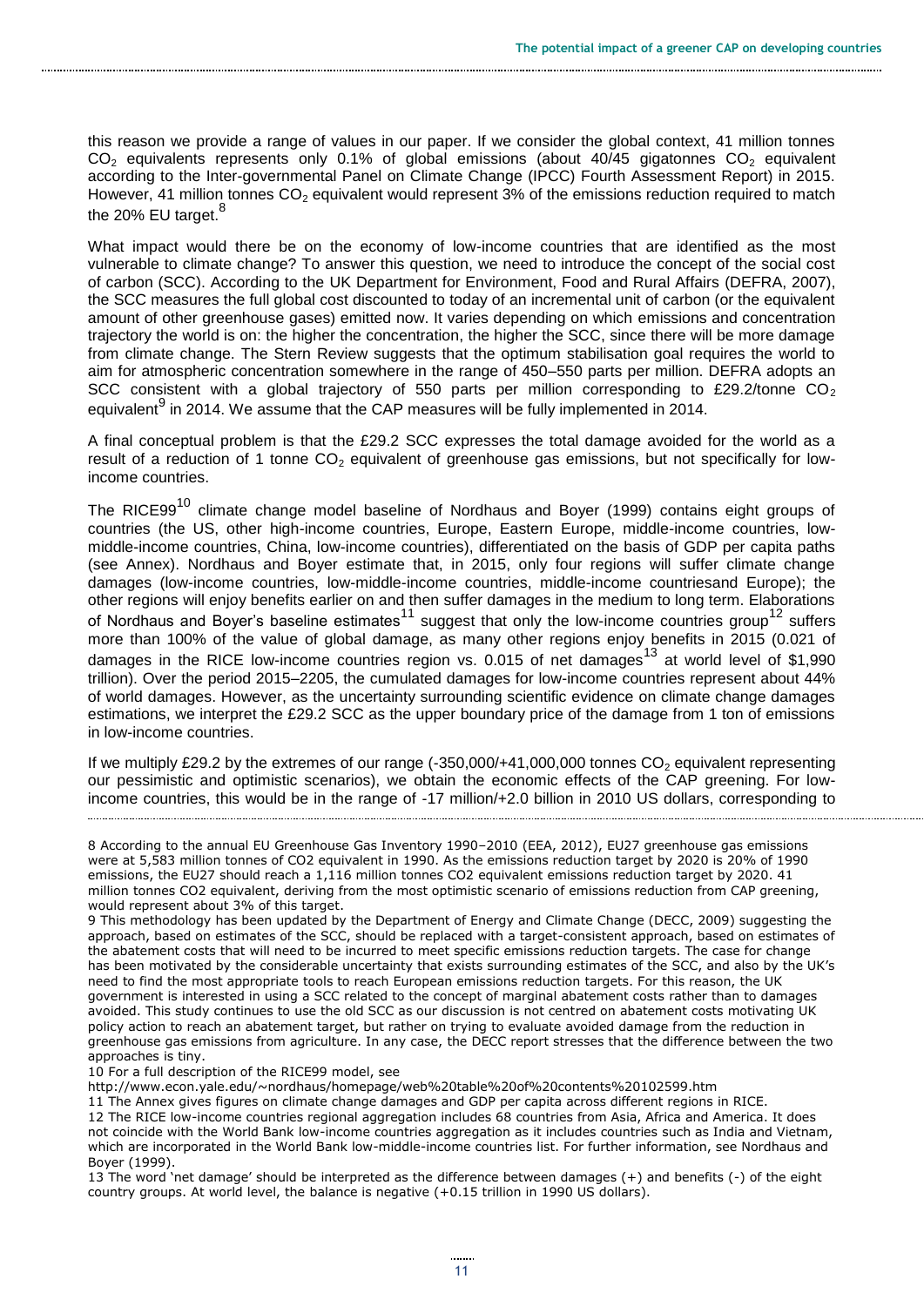this reason we provide a range of values in our paper. If we consider the global context, 41 million tonnes $CO_2$ equivalents represents only 0.1% of global emissions (about 40/45 gigatonnes $CO_2$ equivalent according to the Inter-governmental Panel on Climate Change (IPCC) Fourth Assessment Report) in 2015. However, 41 million tonnes $CO_2$ equivalent would represent 3% of the emissions reduction required to match the 20% EU target.[8]

What impact would there be on the economy of low-income countries that are identified as the most vulnerable to climate change? To answer this question, we need to introduce the concept of the social cost of carbon (SCC). According to the UK Department for Environment, Food and Rural Affairs (DEFRA, 2007), the SCC measures the full global cost discounted to today of an incremental unit of carbon (or the equivalent amount of other greenhouse gases) emitted now. It varies depending on which emissions and concentration trajectory the world is on: the higher the concentration, the higher the SCC, since there will be more damage from climate change. The Stern Review suggests that the optimum stabilisation goal requires the world to aim for atmospheric concentration somewhere in the range of 450–550 parts per million. DEFRA adopts an SCC consistent with a global trajectory of 550 parts per million corresponding to £29.2/tonne $CO_2$ equivalent[9] in 2014. We assume that the CAP measures will be fully implemented in 2014.

A final conceptual problem is that the £29.2 SCC expresses the total damage avoided for the world as a result of a reduction of 1 tonne $CO_2$ equivalent of greenhouse gas emissions, but not specifically for low-income countries.

The RICE99[10] climate change model baseline of Nordhaus and Boyer (1999) contains eight groups of countries (the US, other high-income countries, Europe, Eastern Europe, middle-income countries, low-middle-income countries, China, low-income countries), differentiated on the basis of GDP per capita paths (see Annex). Nordhaus and Boyer estimate that, in 2015, only four regions will suffer climate change damages (low-income countries, low-middle-income countries, middle-income countriesand Europe); the other regions will enjoy benefits earlier on and then suffer damages in the medium to long term. Elaborations of Nordhaus and Boyer's baseline estimates[11] suggest that only the low-income countries group[12] suffers more than 100% of the value of global damage, as many other regions enjoy benefits in 2015 (0.021 of damages in the RICE low-income countries region vs. 0.015 of net damages[13] at world level of $1,990 trillion). Over the period 2015–2205, the cumulated damages for low-income countries represent about 44% of world damages. However, as the uncertainty surrounding scientific evidence on climate change damages estimations, we interpret the £29.2 SCC as the upper boundary price of the damage from 1 ton of emissions in low-income countries.

If we multiply £29.2 by the extremes of our range (-350,000/+41,000,000 tonnes $CO_2$ equivalent representing our pessimistic and optimistic scenarios), we obtain the economic effects of the CAP greening. For low-income countries, this would be in the range of -17 million/+2.0 billion in 2010 US dollars, corresponding to

8 According to the annual EU Greenhouse Gas Inventory 1990–2010 (EEA, 2012), EU27 greenhouse gas emissions were at 5,583 million tonnes of CO2 equivalent in 1990. As the emissions reduction target by 2020 is 20% of 1990 emissions, the EU27 should reach a 1,116 million tonnes CO2 equivalent emissions reduction target by 2020. 41 million tonnes CO2 equivalent, deriving from the most optimistic scenario of emissions reduction from CAP greening, would represent about 3% of this target.

9 This methodology has been updated by the Department of Energy and Climate Change (DECC, 2009) suggesting the approach, based on estimates of the SCC, should be replaced with a target-consistent approach, based on estimates of the abatement costs that will need to be incurred to meet specific emissions reduction targets. The case for change has been motivated by the considerable uncertainty that exists surrounding estimates of the SCC, and also by the UK's need to find the most appropriate tools to reach European emissions reduction targets. For this reason, the UK government is interested in using a SCC related to the concept of marginal abatement costs rather than to damages avoided. This study continues to use the old SCC as our discussion is not centred on abatement costs motivating UK policy action to reach an abatement target, but rather on trying to evaluate avoided damage from the reduction in greenhouse gas emissions from agriculture. In any case, the DECC report stresses that the difference between the two approaches is tiny.

10 For a full description of the RICE99 model, see http://www.econ.yale.edu/~nordhaus/homepage/web%20table%20of%20contents%20102599.htm

11 The Annex gives figures on climate change damages and GDP per capita across different regions in RICE.

12 The RICE low-income countries regional aggregation includes 68 countries from Asia, Africa and America. It does not coincide with the World Bank low-income countries aggregation as it includes countries such as India and Vietnam, which are incorporated in the World Bank low-middle-income countries list. For further information, see Nordhaus and Boyer (1999).

13 The word 'net damage' should be interpreted as the difference between damages (+) and benefits (-) of the eight country groups. At world level, the balance is negative (+0.15 trillion in 1990 US dollars).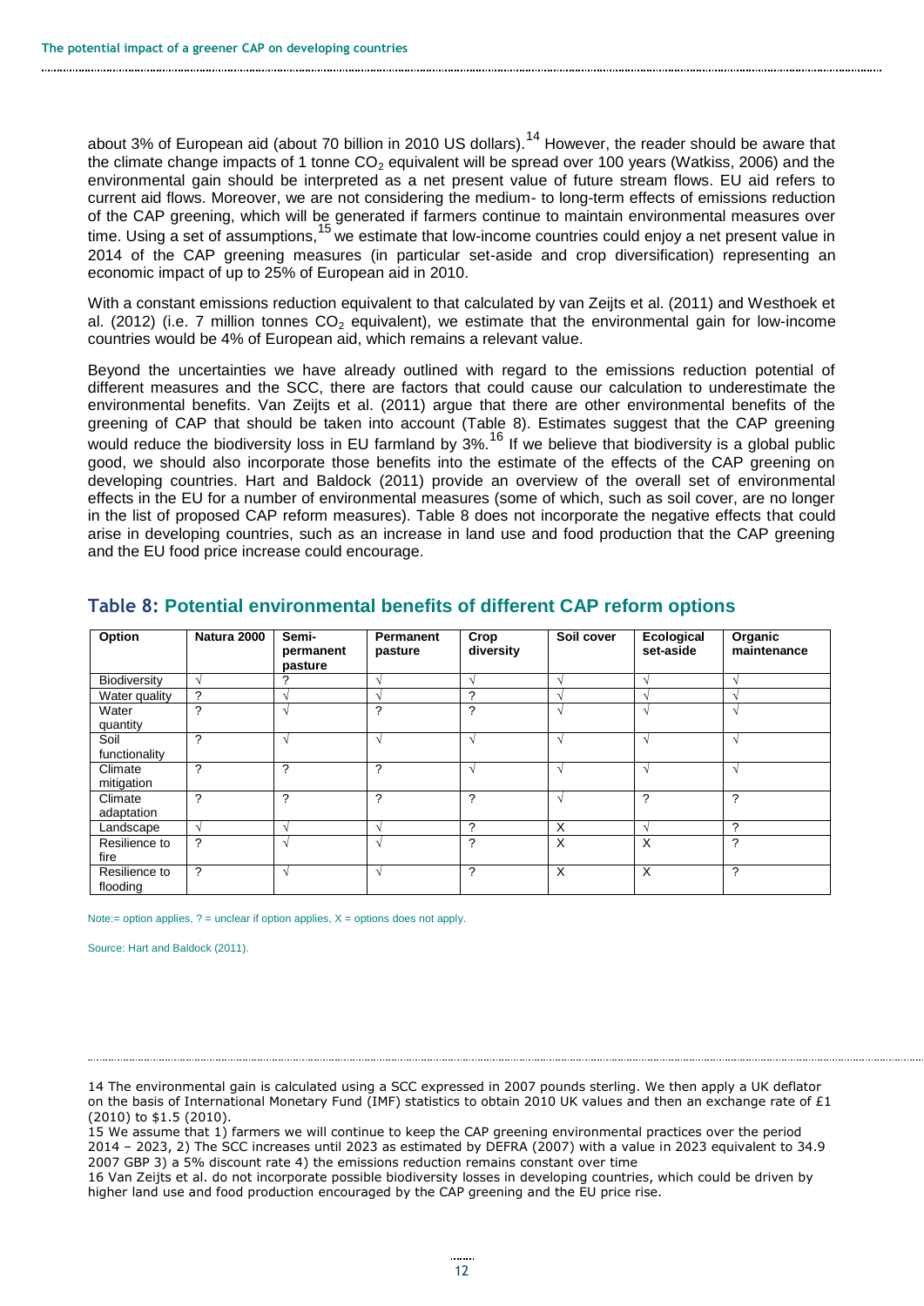about 3% of European aid (about 70 billion in 2010 US dollars).[14] However, the reader should be aware that the climate change impacts of 1 tonne $CO_2$ equivalent will be spread over 100 years (Watkiss, 2006) and the environmental gain should be interpreted as a net present value of future stream flows. EU aid refers to current aid flows. Moreover, we are not considering the medium- to long-term effects of emissions reduction of the CAP greening, which will be generated if farmers continue to maintain environmental measures over time. Using a set of assumptions,[15] we estimate that low-income countries could enjoy a net present value in 2014 of the CAP greening measures (in particular set-aside and crop diversification) representing an economic impact of up to 25% of European aid in 2010.

With a constant emissions reduction equivalent to that calculated by van Zeijts et al. (2011) and Westhoek et al. (2012) (i.e. 7 million tonnes $CO_2$ equivalent), we estimate that the environmental gain for low-income countries would be 4% of European aid, which remains a relevant value.

Beyond the uncertainties we have already outlined with regard to the emissions reduction potential of different measures and the SCC, there are factors that could cause our calculation to underestimate the environmental benefits. Van Zeijts et al. (2011) argue that there are other environmental benefits of the greening of CAP that should be taken into account (Table 8). Estimates suggest that the CAP greening would reduce the biodiversity loss in EU farmland by 3%.[16] If we believe that biodiversity is a global public good, we should also incorporate those benefits into the estimate of the effects of the CAP greening on developing countries. Hart and Baldock (2011) provide an overview of the overall set of environmental effects in the EU for a number of environmental measures (some of which, such as soil cover, are no longer in the list of proposed CAP reform measures). Table 8 does not incorporate the negative effects that could arise in developing countries, such as an increase in land use and food production that the CAP greening and the EU food price increase could encourage.

## Table 8: Potential environmental benefits of different CAP reform options

| Option | Natura 2000 | Semi-permanent pasture | Permanent pasture | Crop diversity | Soil cover | Ecological set-aside | Organic maintenance |
|---|---|---|---|---|---|---|---|
| Biodiversity | √ | ? | √ | √ | √ | √ | √ |
| Water quality | ? | √ | √ | ? | √ | √ | √ |
| Water quantity | ? | √ | ? | ? | √ | √ | √ |
| Soil functionality | ? | √ | √ | √ | √ | √ | √ |
| Climate mitigation | ? | ? | ? | √ | √ | √ | √ |
| Climate adaptation | ? | ? | ? | ? | √ | ? | ? |
| Landscape | √ | √ | √ | ? | X | √ | ? |
| Resilience to fire | ? | √ | √ | ? | X | X | ? |
| Resilience to flooding | ? | √ | √ | ? | X | X | ? |

Note:= option applies, ? = unclear if option applies, X = options does not apply.

Source: Hart and Baldock (2011).

14 The environmental gain is calculated using a SCC expressed in 2007 pounds sterling. We then apply a UK deflator on the basis of International Monetary Fund (IMF) statistics to obtain 2010 UK values and then an exchange rate of £1 (2010) to $1.5 (2010).

15 We assume that 1) farmers we will continue to keep the CAP greening environmental practices over the period 2014 – 2023, 2) The SCC increases until 2023 as estimated by DEFRA (2007) with a value in 2023 equivalent to 34.9 2007 GBP 3) a 5% discount rate 4) the emissions reduction remains constant over time

16 Van Zeijts et al. do not incorporate possible biodiversity losses in developing countries, which could be driven by higher land use and food production encouraged by the CAP greening and the EU price rise.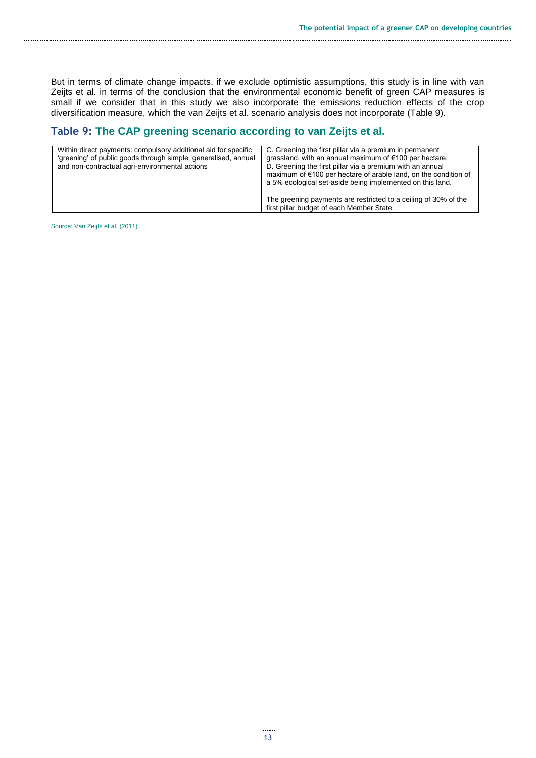But in terms of climate change impacts, if we exclude optimistic assumptions, this study is in line with van Zeijts et al. in terms of the conclusion that the environmental economic benefit of green CAP measures is small if we consider that in this study we also incorporate the emissions reduction effects of the crop diversification measure, which the van Zeijts et al. scenario analysis does not incorporate (Table 9).

## Table 9: The CAP greening scenario according to van Zeijts et al.

| | |
|---|---|
| Within direct payments: compulsory additional aid for specific 'greening' of public goods through simple, generalised, annual and non-contractual agri-environmental actions | C. Greening the first pillar via a premium in permanent grassland, with an annual maximum of €100 per hectare.<br>D. Greening the first pillar via a premium with an annual maximum of €100 per hectare of arable land, on the condition of a 5% ecological set-aside being implemented on this land.<br><br>The greening payments are restricted to a ceiling of 30% of the first pillar budget of each Member State. |

Source: Van Zeijts et al. (2011).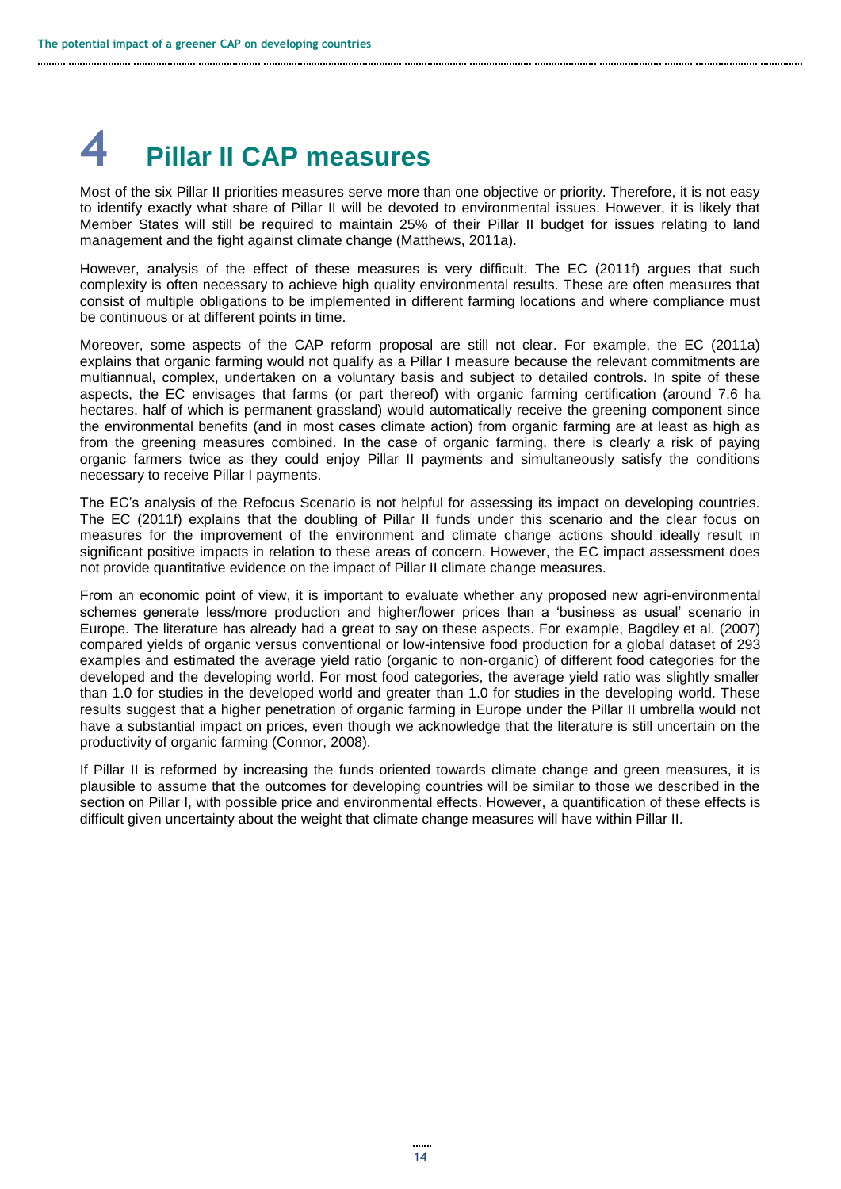# 4 Pillar II CAP measures

Most of the six Pillar II priorities measures serve more than one objective or priority. Therefore, it is not easy to identify exactly what share of Pillar II will be devoted to environmental issues. However, it is likely that Member States will still be required to maintain 25% of their Pillar II budget for issues relating to land management and the fight against climate change (Matthews, 2011a).

However, analysis of the effect of these measures is very difficult. The EC (2011f) argues that such complexity is often necessary to achieve high quality environmental results. These are often measures that consist of multiple obligations to be implemented in different farming locations and where compliance must be continuous or at different points in time.

Moreover, some aspects of the CAP reform proposal are still not clear. For example, the EC (2011a) explains that organic farming would not qualify as a Pillar I measure because the relevant commitments are multiannual, complex, undertaken on a voluntary basis and subject to detailed controls. In spite of these aspects, the EC envisages that farms (or part thereof) with organic farming certification (around 7.6 ha hectares, half of which is permanent grassland) would automatically receive the greening component since the environmental benefits (and in most cases climate action) from organic farming are at least as high as from the greening measures combined. In the case of organic farming, there is clearly a risk of paying organic farmers twice as they could enjoy Pillar II payments and simultaneously satisfy the conditions necessary to receive Pillar I payments.

The EC's analysis of the Refocus Scenario is not helpful for assessing its impact on developing countries. The EC (2011f) explains that the doubling of Pillar II funds under this scenario and the clear focus on measures for the improvement of the environment and climate change actions should ideally result in significant positive impacts in relation to these areas of concern. However, the EC impact assessment does not provide quantitative evidence on the impact of Pillar II climate change measures.

From an economic point of view, it is important to evaluate whether any proposed new agri-environmental schemes generate less/more production and higher/lower prices than a 'business as usual' scenario in Europe. The literature has already had a great to say on these aspects. For example, Bagdley et al. (2007) compared yields of organic versus conventional or low-intensive food production for a global dataset of 293 examples and estimated the average yield ratio (organic to non-organic) of different food categories for the developed and the developing world. For most food categories, the average yield ratio was slightly smaller than 1.0 for studies in the developed world and greater than 1.0 for studies in the developing world. These results suggest that a higher penetration of organic farming in Europe under the Pillar II umbrella would not have a substantial impact on prices, even though we acknowledge that the literature is still uncertain on the productivity of organic farming (Connor, 2008).

If Pillar II is reformed by increasing the funds oriented towards climate change and green measures, it is plausible to assume that the outcomes for developing countries will be similar to those we described in the section on Pillar I, with possible price and environmental effects. However, a quantification of these effects is difficult given uncertainty about the weight that climate change measures will have within Pillar II.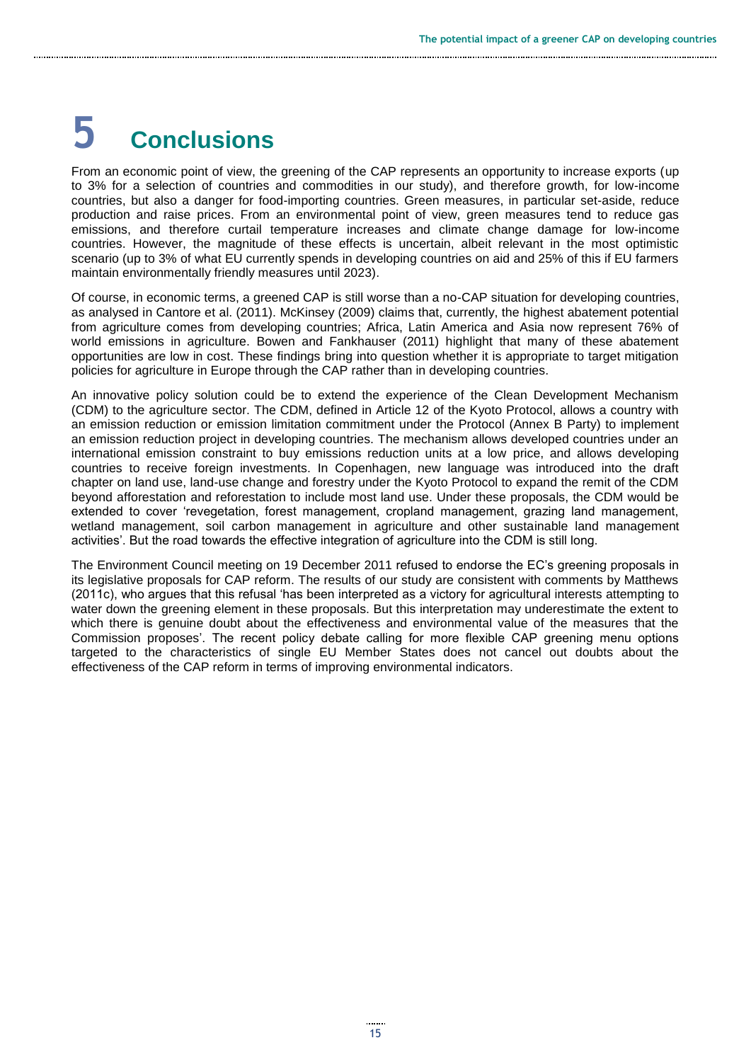# 5 Conclusions

From an economic point of view, the greening of the CAP represents an opportunity to increase exports (up to 3% for a selection of countries and commodities in our study), and therefore growth, for low-income countries, but also a danger for food-importing countries. Green measures, in particular set-aside, reduce production and raise prices. From an environmental point of view, green measures tend to reduce gas emissions, and therefore curtail temperature increases and climate change damage for low-income countries. However, the magnitude of these effects is uncertain, albeit relevant in the most optimistic scenario (up to 3% of what EU currently spends in developing countries on aid and 25% of this if EU farmers maintain environmentally friendly measures until 2023).

Of course, in economic terms, a greened CAP is still worse than a no-CAP situation for developing countries, as analysed in Cantore et al. (2011). McKinsey (2009) claims that, currently, the highest abatement potential from agriculture comes from developing countries; Africa, Latin America and Asia now represent 76% of world emissions in agriculture. Bowen and Fankhauser (2011) highlight that many of these abatement opportunities are low in cost. These findings bring into question whether it is appropriate to target mitigation policies for agriculture in Europe through the CAP rather than in developing countries.

An innovative policy solution could be to extend the experience of the Clean Development Mechanism (CDM) to the agriculture sector. The CDM, defined in Article 12 of the Kyoto Protocol, allows a country with an emission reduction or emission limitation commitment under the Protocol (Annex B Party) to implement an emission reduction project in developing countries. The mechanism allows developed countries under an international emission constraint to buy emissions reduction units at a low price, and allows developing countries to receive foreign investments. In Copenhagen, new language was introduced into the draft chapter on land use, land-use change and forestry under the Kyoto Protocol to expand the remit of the CDM beyond afforestation and reforestation to include most land use. Under these proposals, the CDM would be extended to cover 'revegetation, forest management, cropland management, grazing land management, wetland management, soil carbon management in agriculture and other sustainable land management activities'. But the road towards the effective integration of agriculture into the CDM is still long.

The Environment Council meeting on 19 December 2011 refused to endorse the EC's greening proposals in its legislative proposals for CAP reform. The results of our study are consistent with comments by Matthews (2011c), who argues that this refusal 'has been interpreted as a victory for agricultural interests attempting to water down the greening element in these proposals. But this interpretation may underestimate the extent to which there is genuine doubt about the effectiveness and environmental value of the measures that the Commission proposes'. The recent policy debate calling for more flexible CAP greening menu options targeted to the characteristics of single EU Member States does not cancel out doubts about the effectiveness of the CAP reform in terms of improving environmental indicators.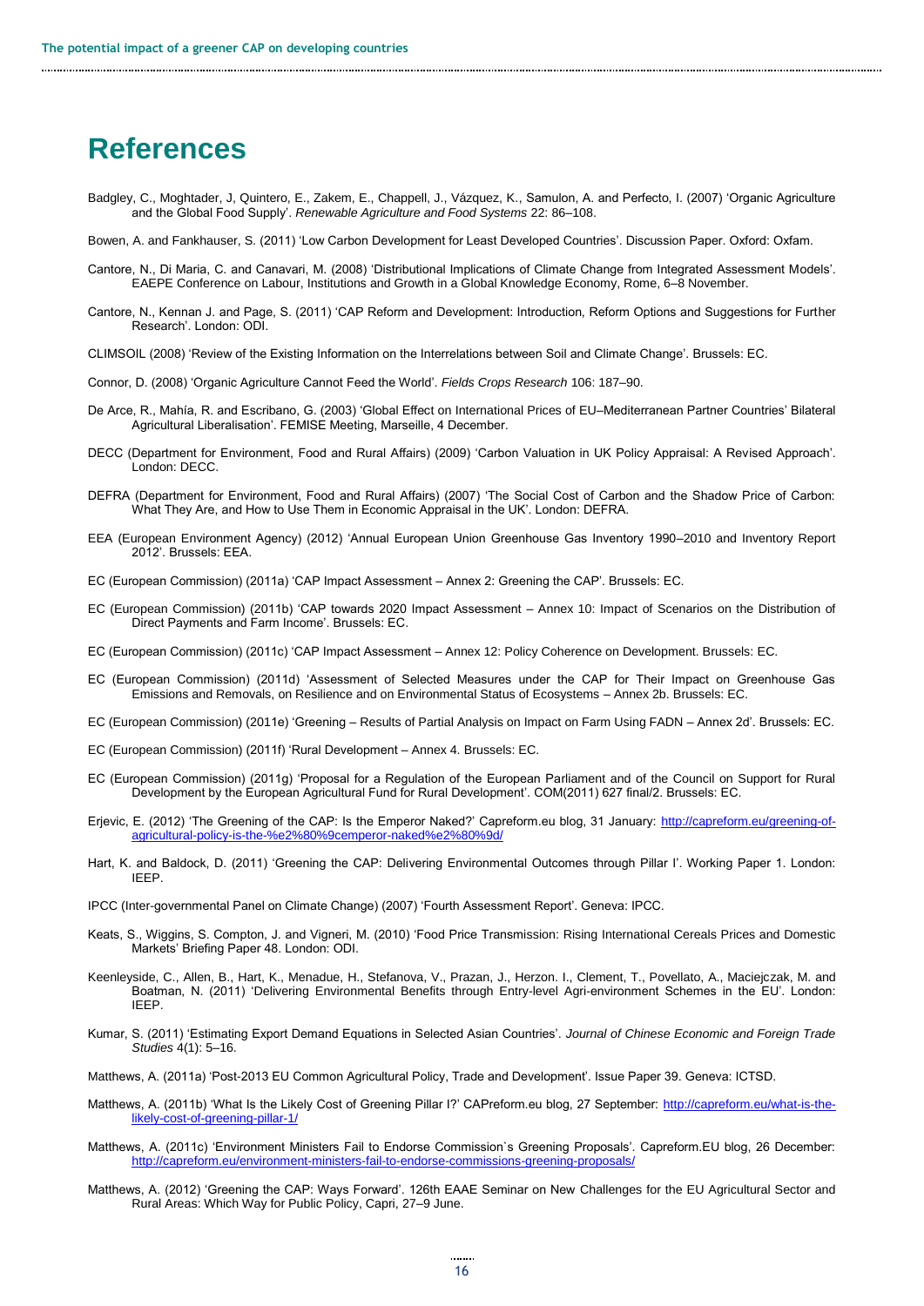# References

Badgley, C., Moghtader, J, Quintero, E., Zakem, E., Chappell, J., Vázquez, K., Samulon, A. and Perfecto, I. (2007) 'Organic Agriculture and the Global Food Supply'. *Renewable Agriculture and Food Systems* 22: 86–108.

Bowen, A. and Fankhauser, S. (2011) 'Low Carbon Development for Least Developed Countries'. Discussion Paper. Oxford: Oxfam.

Cantore, N., Di Maria, C. and Canavari, M. (2008) 'Distributional Implications of Climate Change from Integrated Assessment Models'. EAEPE Conference on Labour, Institutions and Growth in a Global Knowledge Economy, Rome, 6–8 November.

Cantore, N., Kennan J. and Page, S. (2011) 'CAP Reform and Development: Introduction, Reform Options and Suggestions for Further Research'. London: ODI.

CLIMSOIL (2008) 'Review of the Existing Information on the Interrelations between Soil and Climate Change'. Brussels: EC.

Connor, D. (2008) 'Organic Agriculture Cannot Feed the World'. *Fields Crops Research* 106: 187–90.

De Arce, R., Mahía, R. and Escribano, G. (2003) 'Global Effect on International Prices of EU–Mediterranean Partner Countries' Bilateral Agricultural Liberalisation'. FEMISE Meeting, Marseille, 4 December.

DECC (Department for Environment, Food and Rural Affairs) (2009) 'Carbon Valuation in UK Policy Appraisal: A Revised Approach'. London: DECC.

DEFRA (Department for Environment, Food and Rural Affairs) (2007) 'The Social Cost of Carbon and the Shadow Price of Carbon: What They Are, and How to Use Them in Economic Appraisal in the UK'. London: DEFRA.

EEA (European Environment Agency) (2012) 'Annual European Union Greenhouse Gas Inventory 1990–2010 and Inventory Report 2012'. Brussels: EEA.

EC (European Commission) (2011a) 'CAP Impact Assessment – Annex 2: Greening the CAP'. Brussels: EC.

EC (European Commission) (2011b) 'CAP towards 2020 Impact Assessment – Annex 10: Impact of Scenarios on the Distribution of Direct Payments and Farm Income'. Brussels: EC.

EC (European Commission) (2011c) 'CAP Impact Assessment – Annex 12: Policy Coherence on Development. Brussels: EC.

EC (European Commission) (2011d) 'Assessment of Selected Measures under the CAP for Their Impact on Greenhouse Gas Emissions and Removals, on Resilience and on Environmental Status of Ecosystems – Annex 2b. Brussels: EC.

EC (European Commission) (2011e) 'Greening – Results of Partial Analysis on Impact on Farm Using FADN – Annex 2d'. Brussels: EC.

EC (European Commission) (2011f) 'Rural Development – Annex 4. Brussels: EC.

EC (European Commission) (2011g) 'Proposal for a Regulation of the European Parliament and of the Council on Support for Rural Development by the European Agricultural Fund for Rural Development'. COM(2011) 627 final/2. Brussels: EC.

Erjevic, E. (2012) 'The Greening of the CAP: Is the Emperor Naked?' Capreform.eu blog, 31 January: http://capreform.eu/greening-of-agricultural-policy-is-the-%e2%80%9cemperor-naked%e2%80%9d/

Hart, K. and Baldock, D. (2011) 'Greening the CAP: Delivering Environmental Outcomes through Pillar I'. Working Paper 1. London: IEEP.

IPCC (Inter-governmental Panel on Climate Change) (2007) 'Fourth Assessment Report'. Geneva: IPCC.

Keats, S., Wiggins, S. Compton, J. and Vigneri, M. (2010) 'Food Price Transmission: Rising International Cereals Prices and Domestic Markets' Briefing Paper 48. London: ODI.

Keenleyside, C., Allen, B., Hart, K., Menadue, H., Stefanova, V., Prazan, J., Herzon. I., Clement, T., Povellato, A., Maciejczak, M. and Boatman, N. (2011) 'Delivering Environmental Benefits through Entry-level Agri-environment Schemes in the EU'. London: IEEP.

Kumar, S. (2011) 'Estimating Export Demand Equations in Selected Asian Countries'. *Journal of Chinese Economic and Foreign Trade Studies* 4(1): 5–16.

Matthews, A. (2011a) 'Post-2013 EU Common Agricultural Policy, Trade and Development'. Issue Paper 39. Geneva: ICTSD.

Matthews, A. (2011b) 'What Is the Likely Cost of Greening Pillar I?' CAPreform.eu blog, 27 September: http://capreform.eu/what-is-the-likely-cost-of-greening-pillar-1/

Matthews, A. (2011c) 'Environment Ministers Fail to Endorse Commission`s Greening Proposals'. Capreform.EU blog, 26 December: http://capreform.eu/environment-ministers-fail-to-endorse-commissions-greening-proposals/

Matthews, A. (2012) 'Greening the CAP: Ways Forward'. 126th EAAE Seminar on New Challenges for the EU Agricultural Sector and Rural Areas: Which Way for Public Policy, Capri, 27–9 June.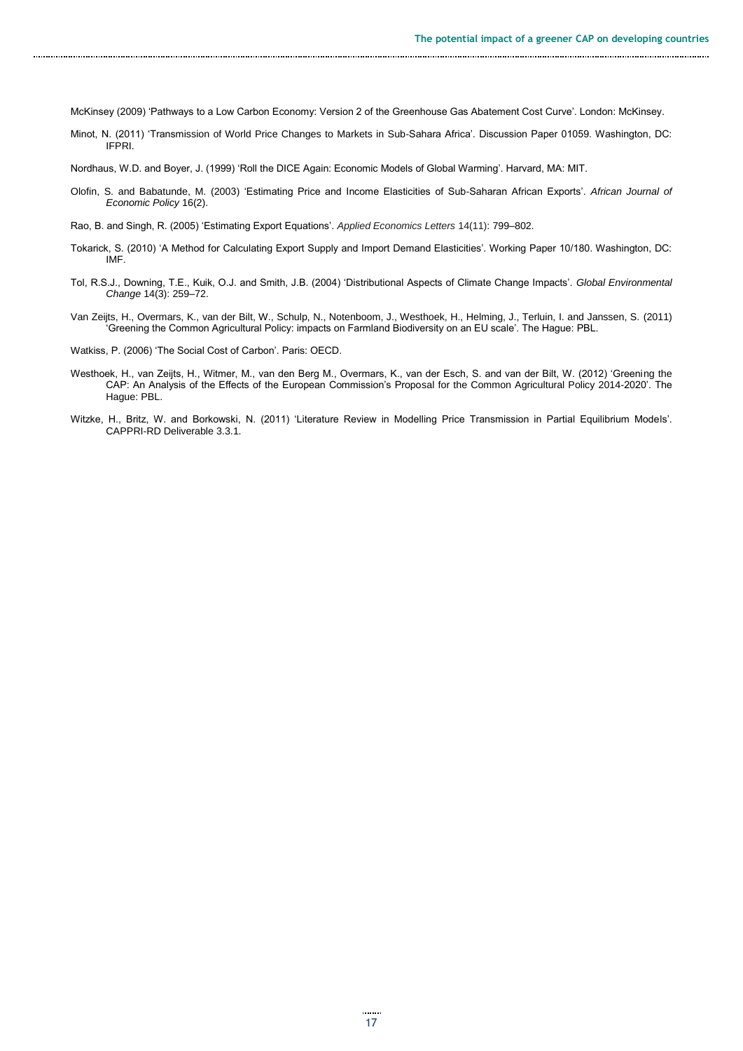McKinsey (2009) 'Pathways to a Low Carbon Economy: Version 2 of the Greenhouse Gas Abatement Cost Curve'. London: McKinsey.

Minot, N. (2011) 'Transmission of World Price Changes to Markets in Sub-Sahara Africa'. Discussion Paper 01059. Washington, DC: IFPRI.

Nordhaus, W.D. and Boyer, J. (1999) 'Roll the DICE Again: Economic Models of Global Warming'. Harvard, MA: MIT.

Olofin, S. and Babatunde, M. (2003) 'Estimating Price and Income Elasticities of Sub-Saharan African Exports'. *African Journal of Economic Policy* 16(2).

Rao, B. and Singh, R. (2005) 'Estimating Export Equations'. *Applied Economics Letters* 14(11): 799–802.

Tokarick, S. (2010) 'A Method for Calculating Export Supply and Import Demand Elasticities'. Working Paper 10/180. Washington, DC: IMF.

Tol, R.S.J., Downing, T.E., Kuik, O.J. and Smith, J.B. (2004) 'Distributional Aspects of Climate Change Impacts'. *Global Environmental Change* 14(3): 259–72.

Van Zeijts, H., Overmars, K., van der Bilt, W., Schulp, N., Notenboom, J., Westhoek, H., Helming, J., Terluin, I. and Janssen, S. (2011) 'Greening the Common Agricultural Policy: impacts on Farmland Biodiversity on an EU scale'. The Hague: PBL.

Watkiss, P. (2006) 'The Social Cost of Carbon'. Paris: OECD.

Westhoek, H., van Zeijts, H., Witmer, M., van den Berg M., Overmars, K., van der Esch, S. and van der Bilt, W. (2012) 'Greening the CAP: An Analysis of the Effects of the European Commission's Proposal for the Common Agricultural Policy 2014-2020'. The Hague: PBL.

Witzke, H., Britz, W. and Borkowski, N. (2011) 'Literature Review in Modelling Price Transmission in Partial Equilibrium Models'. CAPPRI-RD Deliverable 3.3.1.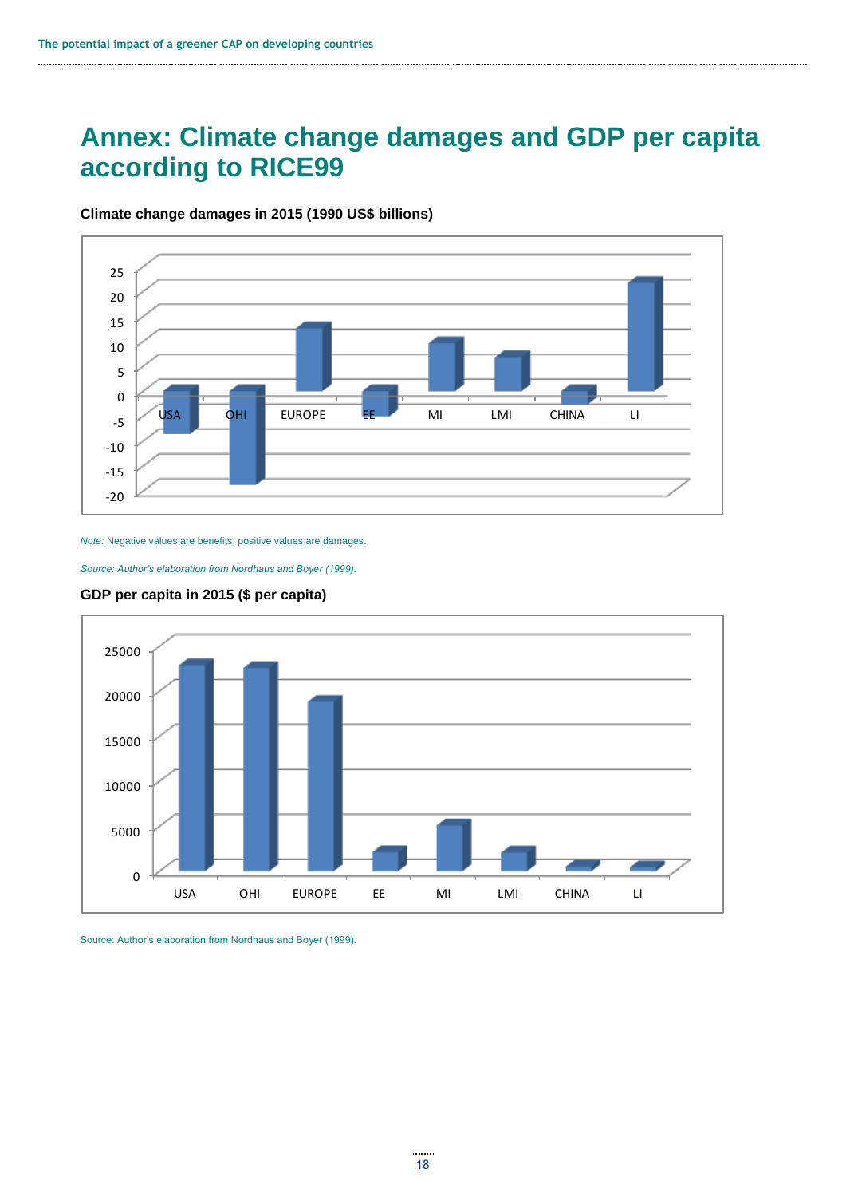# Annex: Climate change damages and GDP per capita according to RICE99

**Climate change damages in 2015 (1990 US$ billions)**

25
20
15
10
5
0
-5
-10
-15
-20

USA OHI EUROPE EE MI LMI CHINA LI

*Note:* Negative values are benefits, positive values are damages.

*Source: Author's elaboration from Nordhaus and Boyer (1999).*

**GDP per capita in 2015 ($ per capita)**

25000
20000
15000
10000
5000
0

USA OHI EUROPE EE MI LMI CHINA LI

Source: Author's elaboration from Nordhaus and Boyer (1999).